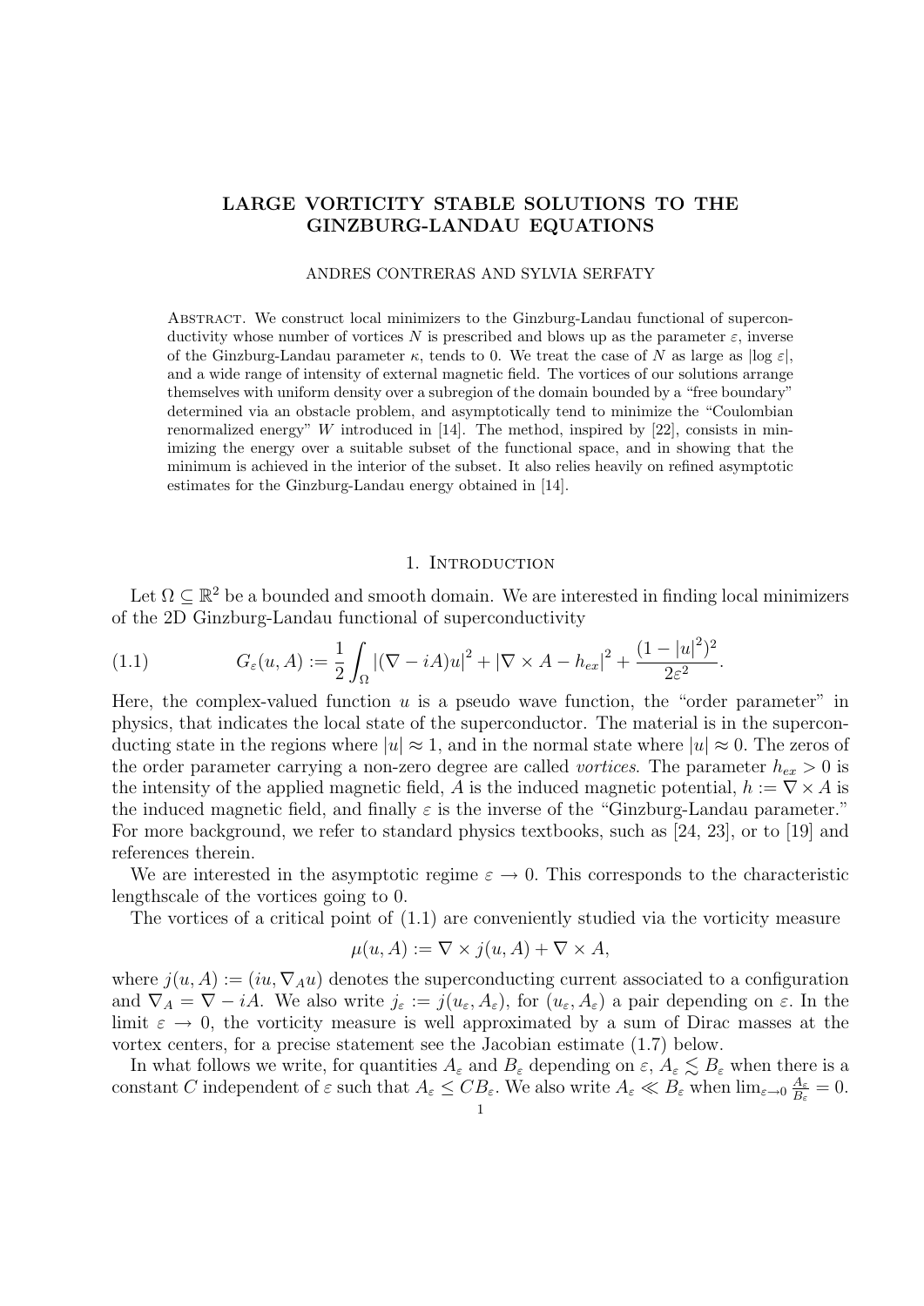# LARGE VORTICITY STABLE SOLUTIONS TO THE GINZBURG-LANDAU EQUATIONS

ANDRES CONTRERAS AND SYLVIA SERFATY

Abstract. We construct local minimizers to the Ginzburg-Landau functional of superconductivity whose number of vortices $N$ is prescribed and blows up as the parameter $\varepsilon$, inverse of the Ginzburg-Landau parameter $\kappa$, tends to 0. We treat the case of $N$ as large as $|\log \varepsilon|$, and a wide range of intensity of external magnetic field. The vortices of our solutions arrange themselves with uniform density over a subregion of the domain bounded by a "free boundary" determined via an obstacle problem, and asymptotically tend to minimize the "Coulombian renormalized energy" $W$ introduced in [14]. The method, inspired by [22], consists in minimizing the energy over a suitable subset of the functional space, and in showing that the minimum is achieved in the interior of the subset. It also relies heavily on refined asymptotic estimates for the Ginzburg-Landau energy obtained in [14].

## 1. Introduction

Let $\Omega \subseteq \mathbb{R}^2$ be a bounded and smooth domain. We are interested in finding local minimizers of the 2D Ginzburg-Landau functional of superconductivity

$$G_\varepsilon(u, A) := \frac{1}{2}\int_\Omega |(\nabla - iA)u|^2 + |\nabla \times A - h_{ex}|^2 + \frac{(1-|u|^2)^2}{2\varepsilon^2}. \tag{1.1}$$

Here, the complex-valued function $u$ is a pseudo wave function, the "order parameter" in physics, that indicates the local state of the superconductor. The material is in the superconducting state in the regions where $|u| \approx 1$, and in the normal state where $|u| \approx 0$. The zeros of the order parameter carrying a non-zero degree are called *vortices*. The parameter $h_{ex} > 0$ is the intensity of the applied magnetic field, $A$ is the induced magnetic potential, $h := \nabla \times A$ is the induced magnetic field, and finally $\varepsilon$ is the inverse of the "Ginzburg-Landau parameter." For more background, we refer to standard physics textbooks, such as [24, 23], or to [19] and references therein.

We are interested in the asymptotic regime $\varepsilon \to 0$. This corresponds to the characteristic lengthscale of the vortices going to 0.

The vortices of a critical point of (1.1) are conveniently studied via the vorticity measure

$$\mu(u, A) := \nabla \times j(u, A) + \nabla \times A,$$

where $j(u, A) := (iu, \nabla_A u)$ denotes the superconducting current associated to a configuration and $\nabla_A = \nabla - iA$. We also write $j_\varepsilon := j(u_\varepsilon, A_\varepsilon)$, for $(u_\varepsilon, A_\varepsilon)$ a pair depending on $\varepsilon$. In the limit $\varepsilon \to 0$, the vorticity measure is well approximated by a sum of Dirac masses at the vortex centers, for a precise statement see the Jacobian estimate (1.7) below.

In what follows we write, for quantities $A_\varepsilon$ and $B_\varepsilon$ depending on $\varepsilon$, $A_\varepsilon \lesssim B_\varepsilon$ when there is a constant $C$ independent of $\varepsilon$ such that $A_\varepsilon \le C B_\varepsilon$. We also write $A_\varepsilon \ll B_\varepsilon$ when $\lim_{\varepsilon\to 0} \frac{A_\varepsilon}{B_\varepsilon} = 0$.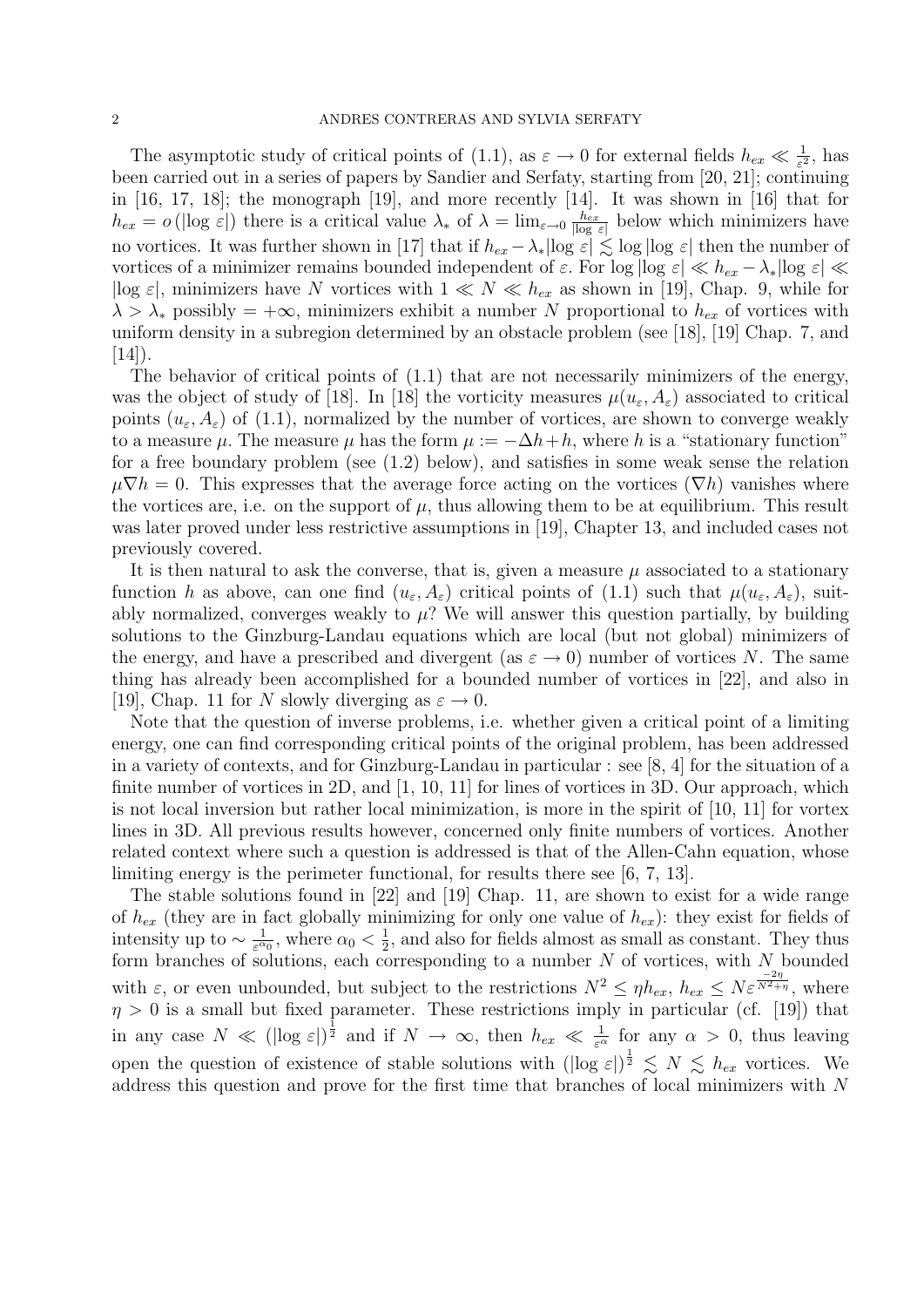The asymptotic study of critical points of (1.1), as $\varepsilon \to 0$ for external fields $h_{ex} \ll \frac{1}{\varepsilon^2}$, has been carried out in a series of papers by Sandier and Serfaty, starting from [20, 21]; continuing in [16, 17, 18]; the monograph [19], and more recently [14]. It was shown in [16] that for $h_{ex} = o(|\log \varepsilon|)$ there is a critical value $\lambda_*$ of $\lambda = \lim_{\varepsilon \to 0} \frac{h_{ex}}{|\log \varepsilon|}$ below which minimizers have no vortices. It was further shown in [17] that if $h_{ex} - \lambda_* |\log \varepsilon| \lesssim \log |\log \varepsilon|$ then the number of vortices of a minimizer remains bounded independent of $\varepsilon$. For $\log |\log \varepsilon| \ll h_{ex} - \lambda_* |\log \varepsilon| \ll |\log \varepsilon|$, minimizers have $N$ vortices with $1 \ll N \ll h_{ex}$ as shown in [19], Chap. 9, while for $\lambda > \lambda_*$ possibly $= +\infty$, minimizers exhibit a number $N$ proportional to $h_{ex}$ of vortices with uniform density in a subregion determined by an obstacle problem (see [18], [19] Chap. 7, and [14]).

The behavior of critical points of (1.1) that are not necessarily minimizers of the energy, was the object of study of [18]. In [18] the vorticity measures $\mu(u_\varepsilon, A_\varepsilon)$ associated to critical points $(u_\varepsilon, A_\varepsilon)$ of (1.1), normalized by the number of vortices, are shown to converge weakly to a measure $\mu$. The measure $\mu$ has the form $\mu := -\Delta h + h$, where $h$ is a "stationary function" for a free boundary problem (see (1.2) below), and satisfies in some weak sense the relation $\mu \nabla h = 0$. This expresses that the average force acting on the vortices ($\nabla h$) vanishes where the vortices are, i.e. on the support of $\mu$, thus allowing them to be at equilibrium. This result was later proved under less restrictive assumptions in [19], Chapter 13, and included cases not previously covered.

It is then natural to ask the converse, that is, given a measure $\mu$ associated to a stationary function $h$ as above, can one find $(u_\varepsilon, A_\varepsilon)$ critical points of (1.1) such that $\mu(u_\varepsilon, A_\varepsilon)$, suitably normalized, converges weakly to $\mu$? We will answer this question partially, by building solutions to the Ginzburg-Landau equations which are local (but not global) minimizers of the energy, and have a prescribed and divergent (as $\varepsilon \to 0$) number of vortices $N$. The same thing has already been accomplished for a bounded number of vortices in [22], and also in [19], Chap. 11 for $N$ slowly diverging as $\varepsilon \to 0$.

Note that the question of inverse problems, i.e. whether given a critical point of a limiting energy, one can find corresponding critical points of the original problem, has been addressed in a variety of contexts, and for Ginzburg-Landau in particular : see [8, 4] for the situation of a finite number of vortices in 2D, and [1, 10, 11] for lines of vortices in 3D. Our approach, which is not local inversion but rather local minimization, is more in the spirit of [10, 11] for vortex lines in 3D. All previous results however, concerned only finite numbers of vortices. Another related context where such a question is addressed is that of the Allen-Cahn equation, whose limiting energy is the perimeter functional, for results there see [6, 7, 13].

The stable solutions found in [22] and [19] Chap. 11, are shown to exist for a wide range of $h_{ex}$ (they are in fact globally minimizing for only one value of $h_{ex}$): they exist for fields of intensity up to $\sim \frac{1}{\varepsilon^{\alpha_0}}$, where $\alpha_0 < \frac{1}{2}$, and also for fields almost as small as constant. They thus form branches of solutions, each corresponding to a number $N$ of vortices, with $N$ bounded with $\varepsilon$, or even unbounded, but subject to the restrictions $N^2 \leq \eta h_{ex}$, $h_{ex} \leq N \varepsilon^{\frac{-2\eta}{N^2+\eta}}$, where $\eta > 0$ is a small but fixed parameter. These restrictions imply in particular (cf. [19]) that in any case $N \ll (|\log \varepsilon|)^{\frac{1}{2}}$ and if $N \to \infty$, then $h_{ex} \ll \frac{1}{\varepsilon^\alpha}$ for any $\alpha > 0$, thus leaving open the question of existence of stable solutions with $(|\log \varepsilon|)^{\frac{1}{2}} \lesssim N \lesssim h_{ex}$ vortices. We address this question and prove for the first time that branches of local minimizers with $N$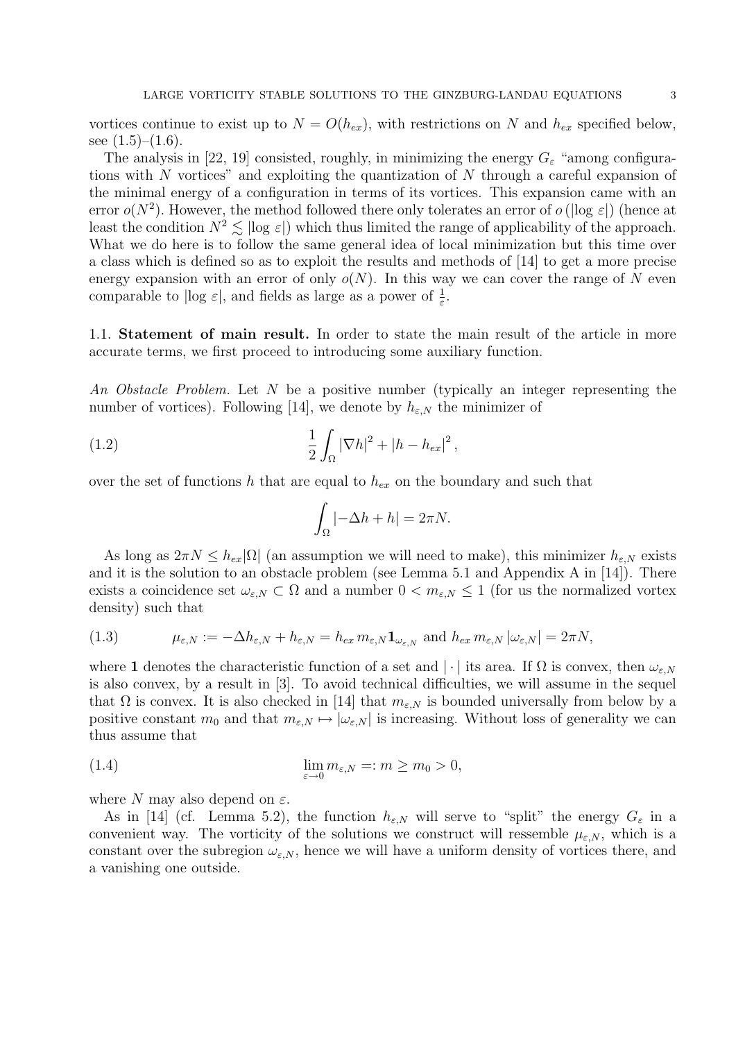vortices continue to exist up to $N = O(h_{ex})$, with restrictions on $N$ and $h_{ex}$ specified below, see (1.5)–(1.6).

The analysis in [22, 19] consisted, roughly, in minimizing the energy $G_\varepsilon$ "among configurations with $N$ vortices" and exploiting the quantization of $N$ through a careful expansion of the minimal energy of a configuration in terms of its vortices. This expansion came with an error $o(N^2)$. However, the method followed there only tolerates an error of $o(|\log \varepsilon|)$ (hence at least the condition $N^2 \lesssim |\log \varepsilon|$) which thus limited the range of applicability of the approach. What we do here is to follow the same general idea of local minimization but this time over a class which is defined so as to exploit the results and methods of [14] to get a more precise energy expansion with an error of only $o(N)$. In this way we can cover the range of $N$ even comparable to $|\log \varepsilon|$, and fields as large as a power of $\frac{1}{\varepsilon}$.

## 1.1. Statement of main result.

In order to state the main result of the article in more accurate terms, we first proceed to introducing some auxiliary function.

*An Obstacle Problem.* Let $N$ be a positive number (typically an integer representing the number of vortices). Following [14], we denote by $h_{\varepsilon,N}$ the minimizer of

$$\frac{1}{2}\int_\Omega |\nabla h|^2 + |h - h_{ex}|^2, \tag{1.2}$$

over the set of functions $h$ that are equal to $h_{ex}$ on the boundary and such that

$$\int_\Omega |-\Delta h + h| = 2\pi N.$$

As long as $2\pi N \le h_{ex}|\Omega|$ (an assumption we will need to make), this minimizer $h_{\varepsilon,N}$ exists and it is the solution to an obstacle problem (see Lemma 5.1 and Appendix A in [14]). There exists a coincidence set $\omega_{\varepsilon,N} \subset \Omega$ and a number $0 < m_{\varepsilon,N} \le 1$ (for us the normalized vortex density) such that

$$\mu_{\varepsilon,N} := -\Delta h_{\varepsilon,N} + h_{\varepsilon,N} = h_{ex}\, m_{\varepsilon,N} \mathbf{1}_{\omega_{\varepsilon,N}} \text{ and } h_{ex}\, m_{\varepsilon,N}\, |\omega_{\varepsilon,N}| = 2\pi N, \tag{1.3}$$

where $\mathbf{1}$ denotes the characteristic function of a set and $|\cdot|$ its area. If $\Omega$ is convex, then $\omega_{\varepsilon,N}$ is also convex, by a result in [3]. To avoid technical difficulties, we will assume in the sequel that $\Omega$ is convex. It is also checked in [14] that $m_{\varepsilon,N}$ is bounded universally from below by a positive constant $m_0$ and that $m_{\varepsilon,N} \mapsto |\omega_{\varepsilon,N}|$ is increasing. Without loss of generality we can thus assume that

$$\lim_{\varepsilon \to 0} m_{\varepsilon,N} =: m \ge m_0 > 0, \tag{1.4}$$

where $N$ may also depend on $\varepsilon$.

As in [14] (cf. Lemma 5.2), the function $h_{\varepsilon,N}$ will serve to "split" the energy $G_\varepsilon$ in a convenient way. The vorticity of the solutions we construct will ressemble $\mu_{\varepsilon,N}$, which is a constant over the subregion $\omega_{\varepsilon,N}$, hence we will have a uniform density of vortices there, and a vanishing one outside.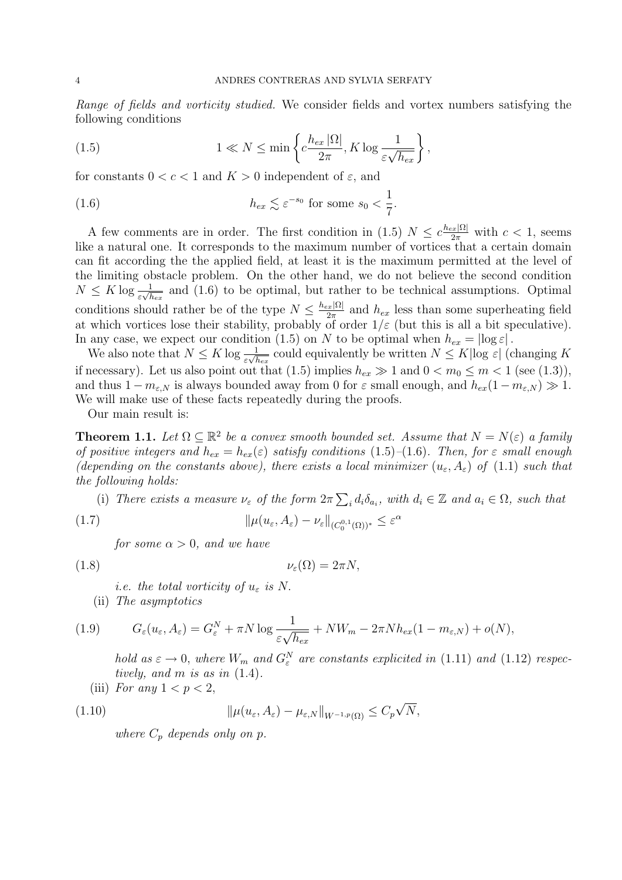*Range of fields and vorticity studied.* We consider fields and vortex numbers satisfying the following conditions

$$1 \ll N \le \min\left\{ c\frac{h_{ex}\,|\Omega|}{2\pi}, K \log \frac{1}{\varepsilon\sqrt{h_{ex}}} \right\}, \tag{1.5}$$

for constants $0 < c < 1$ and $K > 0$ independent of $\varepsilon$, and

$$h_{ex} \lesssim \varepsilon^{-s_0} \text{ for some } s_0 < \frac{1}{7}. \tag{1.6}$$

A few comments are in order. The first condition in (1.5) $N \le c\frac{h_{ex}|\Omega|}{2\pi}$ with $c < 1$, seems like a natural one. It corresponds to the maximum number of vortices that a certain domain can fit according the the applied field, at least it is the maximum permitted at the level of the limiting obstacle problem. On the other hand, we do not believe the second condition $N \le K \log \frac{1}{\varepsilon\sqrt{h_{ex}}}$ and (1.6) to be optimal, but rather to be technical assumptions. Optimal conditions should rather be of the type $N \le \frac{h_{ex}|\Omega|}{2\pi}$ and $h_{ex}$ less than some superheating field at which vortices lose their stability, probably of order $1/\varepsilon$ (but this is all a bit speculative). In any case, we expect our condition (1.5) on $N$ to be optimal when $h_{ex} = |\log \varepsilon|$.

We also note that $N \le K \log \frac{1}{\varepsilon\sqrt{h_{ex}}}$ could equivalently be written $N \le K|\log \varepsilon|$ (changing $K$ if necessary). Let us also point out that (1.5) implies $h_{ex} \gg 1$ and $0 < m_0 \le m < 1$ (see (1.3)), and thus $1 - m_{\varepsilon,N}$ is always bounded away from 0 for $\varepsilon$ small enough, and $h_{ex}(1 - m_{\varepsilon,N}) \gg 1$. We will make use of these facts repeatedly during the proofs.

Our main result is:

**Theorem 1.1.** *Let $\Omega \subseteq \mathbb{R}^2$ be a convex smooth bounded set. Assume that $N = N(\varepsilon)$ a family of positive integers and $h_{ex} = h_{ex}(\varepsilon)$ satisfy conditions (1.5)–(1.6). Then, for $\varepsilon$ small enough (depending on the constants above), there exists a local minimizer $(u_\varepsilon, A_\varepsilon)$ of (1.1) such that the following holds:*

(i) *There exists a measure $\nu_\varepsilon$ of the form $2\pi \sum_i d_i \delta_{a_i}$, with $d_i \in \mathbb{Z}$ and $a_i \in \Omega$, such that*

$$\|\mu(u_\varepsilon, A_\varepsilon) - \nu_\varepsilon\|_{(C_0^{0,1}(\Omega))^*} \le \varepsilon^\alpha \tag{1.7}$$

*for some $\alpha > 0$, and we have*

$$\nu_\varepsilon(\Omega) = 2\pi N, \tag{1.8}$$

*i.e. the total vorticity of $u_\varepsilon$ is $N$.*

(ii) *The asymptotics*

$$G_\varepsilon(u_\varepsilon, A_\varepsilon) = G_\varepsilon^N + \pi N \log \frac{1}{\varepsilon\sqrt{h_{ex}}} + N W_m - 2\pi N h_{ex}(1 - m_{\varepsilon,N}) + o(N), \tag{1.9}$$

*hold as $\varepsilon \to 0$, where $W_m$ and $G_\varepsilon^N$ are constants explicited in (1.11) and (1.12) respectively, and $m$ is as in (1.4).*

(iii) *For any $1 < p < 2$,*

$$\|\mu(u_\varepsilon, A_\varepsilon) - \mu_{\varepsilon,N}\|_{W^{-1,p}(\Omega)} \le C_p\sqrt{N}, \tag{1.10}$$

*where $C_p$ depends only on $p$.*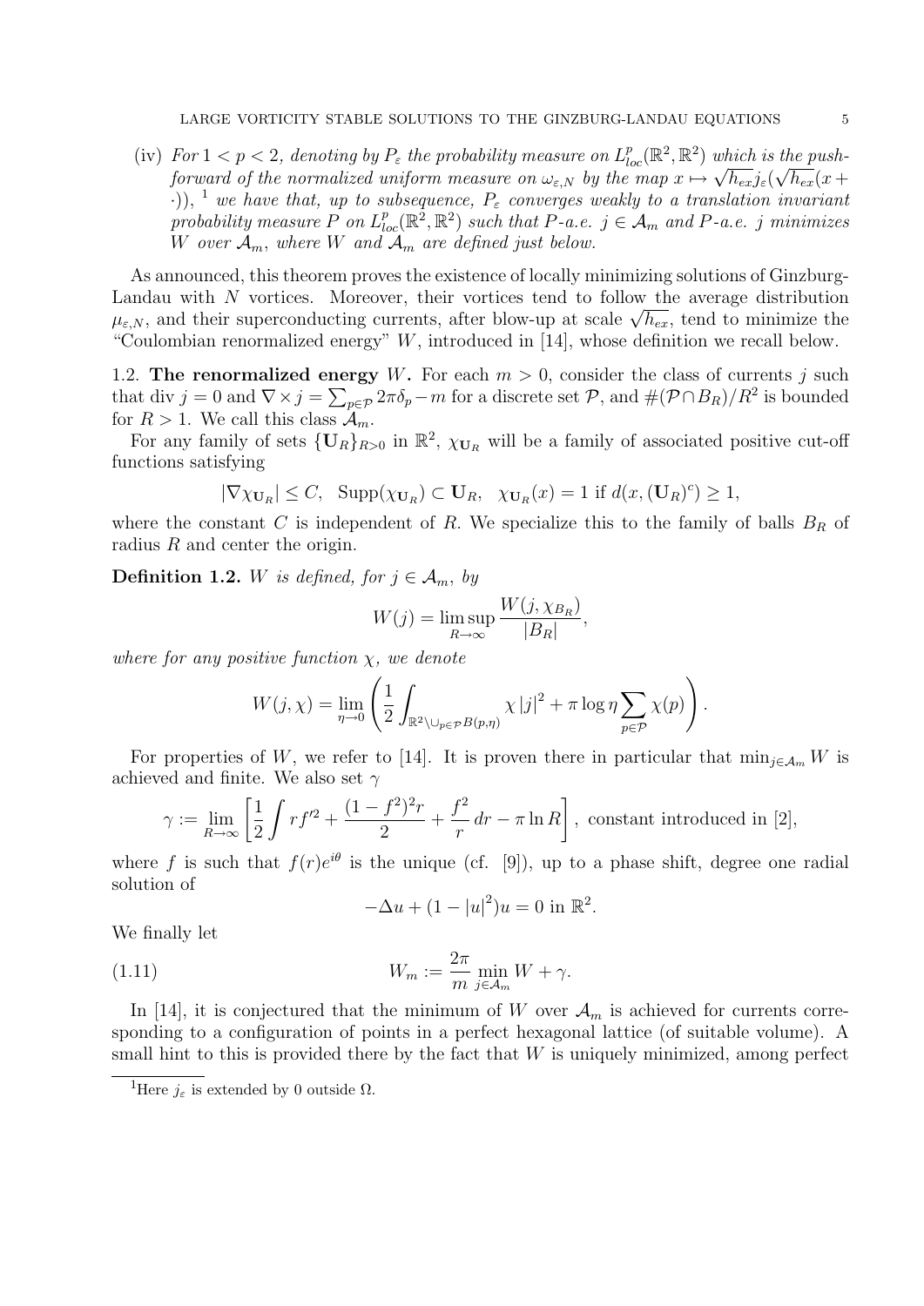(iv) *For $1 < p < 2$, denoting by $P_\varepsilon$ the probability measure on $L^p_{loc}(\mathbb{R}^2, \mathbb{R}^2)$ which is the push-forward of the normalized uniform measure on $\omega_{\varepsilon,N}$ by the map $x \mapsto \sqrt{h_{ex}} j_\varepsilon(\sqrt{h_{ex}}(x + \cdot))$,* [1] *we have that, up to subsequence, $P_\varepsilon$ converges weakly to a translation invariant probability measure $P$ on $L^p_{loc}(\mathbb{R}^2, \mathbb{R}^2)$ such that $P$-a.e. $j \in \mathcal{A}_m$ and $P$-a.e. $j$ minimizes $W$ over $\mathcal{A}_m$, where $W$ and $\mathcal{A}_m$ are defined just below.*

As announced, this theorem proves the existence of locally minimizing solutions of Ginzburg-Landau with $N$ vortices. Moreover, their vortices tend to follow the average distribution $\mu_{\varepsilon,N}$, and their superconducting currents, after blow-up at scale $\sqrt{h_{ex}}$, tend to minimize the "Coulombian renormalized energy" $W$, introduced in [14], whose definition we recall below.

## 1.2. The renormalized energy $W$.

For each $m > 0$, consider the class of currents $j$ such that $\operatorname{div} j = 0$ and $\nabla \times j = \sum_{p \in \mathcal{P}} 2\pi \delta_p - m$ for a discrete set $\mathcal{P}$, and $\#(\mathcal{P} \cap B_R)/R^2$ is bounded for $R > 1$. We call this class $\mathcal{A}_m$.

For any family of sets $\{\mathbf{U}_R\}_{R>0}$ in $\mathbb{R}^2$, $\chi_{\mathbf{U}_R}$ will be a family of associated positive cut-off functions satisfying

$$|\nabla \chi_{\mathbf{U}_R}| \le C, \quad \operatorname{Supp}(\chi_{\mathbf{U}_R}) \subset \mathbf{U}_R, \quad \chi_{\mathbf{U}_R}(x) = 1 \text{ if } d(x, (\mathbf{U}_R)^c) \ge 1,$$

where the constant $C$ is independent of $R$. We specialize this to the family of balls $B_R$ of radius $R$ and center the origin.

**Definition 1.2.** *$W$ is defined, for $j \in \mathcal{A}_m$, by*

$$W(j) = \limsup_{R \to \infty} \frac{W(j, \chi_{B_R})}{|B_R|},$$

*where for any positive function $\chi$, we denote*

$$W(j, \chi) = \lim_{\eta \to 0} \left( \frac{1}{2} \int_{\mathbb{R}^2 \setminus \cup_{p \in \mathcal{P}} B(p,\eta)} \chi \, |j|^2 + \pi \log \eta \sum_{p \in \mathcal{P}} \chi(p) \right).$$

For properties of $W$, we refer to [14]. It is proven there in particular that $\min_{j \in \mathcal{A}_m} W$ is achieved and finite. We also set $\gamma$

$$\gamma := \lim_{R \to \infty} \left[ \frac{1}{2} \int r f'^2 + \frac{(1 - f^2)^2 r}{2} + \frac{f^2}{r} \, dr - \pi \ln R \right], \text{ constant introduced in [2],}$$

where $f$ is such that $f(r)e^{i\theta}$ is the unique (cf. [9]), up to a phase shift, degree one radial solution of

$$-\Delta u + (1 - |u|^2) u = 0 \text{ in } \mathbb{R}^2.$$

We finally let

$$W_m := \frac{2\pi}{m} \min_{j \in \mathcal{A}_m} W + \gamma. \tag{1.11}$$

In [14], it is conjectured that the minimum of $W$ over $\mathcal{A}_m$ is achieved for currents corresponding to a configuration of points in a perfect hexagonal lattice (of suitable volume). A small hint to this is provided there by the fact that $W$ is uniquely minimized, among perfect

[1] Here $j_\varepsilon$ is extended by 0 outside $\Omega$.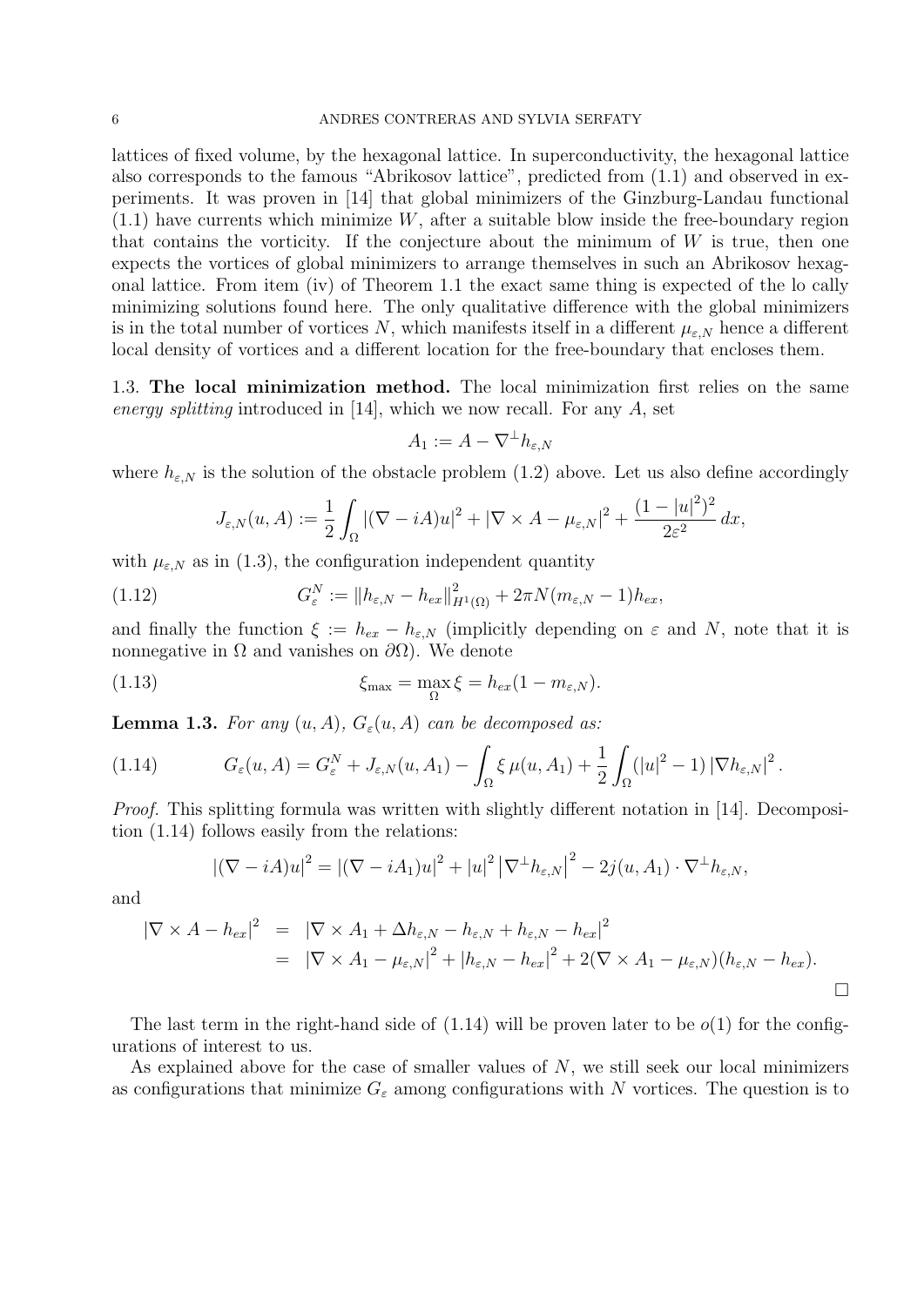lattices of fixed volume, by the hexagonal lattice. In superconductivity, the hexagonal lattice also corresponds to the famous "Abrikosov lattice", predicted from (1.1) and observed in experiments. It was proven in [14] that global minimizers of the Ginzburg-Landau functional (1.1) have currents which minimize $W$, after a suitable blow inside the free-boundary region that contains the vorticity. If the conjecture about the minimum of $W$ is true, then one expects the vortices of global minimizers to arrange themselves in such an Abrikosov hexagonal lattice. From item (iv) of Theorem 1.1 the exact same thing is expected of the lo cally minimizing solutions found here. The only qualitative difference with the global minimizers is in the total number of vortices $N$, which manifests itself in a different $\mu_{\varepsilon,N}$ hence a different local density of vortices and a different location for the free-boundary that encloses them.

**1.3. The local minimization method.** The local minimization first relies on the same *energy splitting* introduced in [14], which we now recall. For any $A$, set

$$A_1 := A - \nabla^\perp h_{\varepsilon,N}$$

where $h_{\varepsilon,N}$ is the solution of the obstacle problem (1.2) above. Let us also define accordingly

$$J_{\varepsilon,N}(u,A) := \frac{1}{2}\int_\Omega |(\nabla - iA)u|^2 + |\nabla \times A - \mu_{\varepsilon,N}|^2 + \frac{(1-|u|^2)^2}{2\varepsilon^2}\,dx,$$

with $\mu_{\varepsilon,N}$ as in (1.3), the configuration independent quantity

$$G_\varepsilon^N := \|h_{\varepsilon,N} - h_{ex}\|^2_{H^1(\Omega)} + 2\pi N(m_{\varepsilon,N} - 1)h_{ex}, \tag{1.12}$$

and finally the function $\xi := h_{ex} - h_{\varepsilon,N}$ (implicitly depending on $\varepsilon$ and $N$, note that it is nonnegative in $\Omega$ and vanishes on $\partial\Omega$). We denote

$$\xi_{\max} = \max_\Omega \xi = h_{ex}(1 - m_{\varepsilon,N}). \tag{1.13}$$

**Lemma 1.3.** *For any $(u,A)$, $G_\varepsilon(u,A)$ can be decomposed as:*

$$G_\varepsilon(u,A) = G_\varepsilon^N + J_{\varepsilon,N}(u,A_1) - \int_\Omega \xi\,\mu(u,A_1) + \frac{1}{2}\int_\Omega (|u|^2 - 1)\,|\nabla h_{\varepsilon,N}|^2\,. \tag{1.14}$$

*Proof.* This splitting formula was written with slightly different notation in [14]. Decomposition (1.14) follows easily from the relations:

$$|(\nabla - iA)u|^2 = |(\nabla - iA_1)u|^2 + |u|^2\left|\nabla^\perp h_{\varepsilon,N}\right|^2 - 2j(u,A_1)\cdot\nabla^\perp h_{\varepsilon,N},$$

and

$$\begin{aligned} |\nabla \times A - h_{ex}|^2 &= |\nabla \times A_1 + \Delta h_{\varepsilon,N} - h_{\varepsilon,N} + h_{\varepsilon,N} - h_{ex}|^2 \\ &= |\nabla \times A_1 - \mu_{\varepsilon,N}|^2 + |h_{\varepsilon,N} - h_{ex}|^2 + 2(\nabla \times A_1 - \mu_{\varepsilon,N})(h_{\varepsilon,N} - h_{ex}). \end{aligned}$$

□

The last term in the right-hand side of (1.14) will be proven later to be $o(1)$ for the configurations of interest to us.

As explained above for the case of smaller values of $N$, we still seek our local minimizers as configurations that minimize $G_\varepsilon$ among configurations with $N$ vortices. The question is to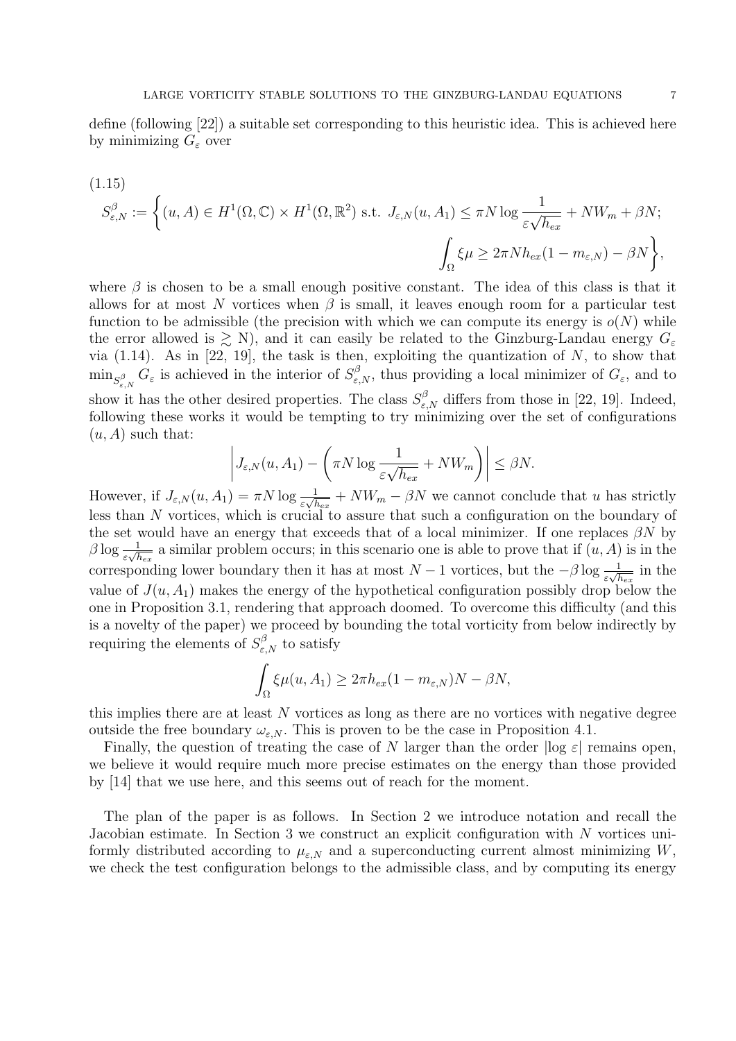define (following [22]) a suitable set corresponding to this heuristic idea. This is achieved here by minimizing $G_\varepsilon$ over

$$
S^{\beta}_{\varepsilon,N} := \Bigg\{ (u,A) \in H^1(\Omega,\mathbb{C}) \times H^1(\Omega,\mathbb{R}^2) \text{ s.t. } J_{\varepsilon,N}(u,A_1) \le \pi N \log \frac{1}{\varepsilon\sqrt{h_{ex}}} + NW_m + \beta N; \\ \int_\Omega \xi\mu \ge 2\pi N h_{ex}(1-m_{\varepsilon,N}) - \beta N \Bigg\}, \tag{1.15}
$$

where $\beta$ is chosen to be a small enough positive constant. The idea of this class is that it allows for at most $N$ vortices when $\beta$ is small, it leaves enough room for a particular test function to be admissible (the precision with which we can compute its energy is $o(N)$ while the error allowed is $\gtrsim$ N), and it can easily be related to the Ginzburg-Landau energy $G_\varepsilon$ via (1.14). As in [22, 19], the task is then, exploiting the quantization of $N$, to show that $\min_{S^{\beta}_{\varepsilon,N}} G_\varepsilon$ is achieved in the interior of $S^{\beta}_{\varepsilon,N}$, thus providing a local minimizer of $G_\varepsilon$, and to show it has the other desired properties. The class $S^{\beta}_{\varepsilon,N}$ differs from those in [22, 19]. Indeed, following these works it would be tempting to try minimizing over the set of configurations $(u,A)$ such that:

$$
\left| J_{\varepsilon,N}(u,A_1) - \left( \pi N \log \frac{1}{\varepsilon\sqrt{h_{ex}}} + NW_m \right) \right| \le \beta N.
$$

However, if $J_{\varepsilon,N}(u,A_1) = \pi N \log \frac{1}{\varepsilon\sqrt{h_{ex}}} + NW_m - \beta N$ we cannot conclude that $u$ has strictly less than $N$ vortices, which is crucial to assure that such a configuration on the boundary of the set would have an energy that exceeds that of a local minimizer. If one replaces $\beta N$ by $\beta \log \frac{1}{\varepsilon\sqrt{h_{ex}}}$ a similar problem occurs; in this scenario one is able to prove that if $(u,A)$ is in the corresponding lower boundary then it has at most $N-1$ vortices, but the $-\beta \log \frac{1}{\varepsilon\sqrt{h_{ex}}}$ in the value of $J(u,A_1)$ makes the energy of the hypothetical configuration possibly drop below the one in Proposition 3.1, rendering that approach doomed. To overcome this difficulty (and this is a novelty of the paper) we proceed by bounding the total vorticity from below indirectly by requiring the elements of $S^{\beta}_{\varepsilon,N}$ to satisfy

$$
\int_\Omega \xi\mu(u,A_1) \ge 2\pi h_{ex}(1-m_{\varepsilon,N})N - \beta N,
$$

this implies there are at least $N$ vortices as long as there are no vortices with negative degree outside the free boundary $\omega_{\varepsilon,N}$. This is proven to be the case in Proposition 4.1.

Finally, the question of treating the case of $N$ larger than the order $|\log \varepsilon|$ remains open, we believe it would require much more precise estimates on the energy than those provided by [14] that we use here, and this seems out of reach for the moment.

The plan of the paper is as follows. In Section 2 we introduce notation and recall the Jacobian estimate. In Section 3 we construct an explicit configuration with $N$ vortices uniformly distributed according to $\mu_{\varepsilon,N}$ and a superconducting current almost minimizing $W$, we check the test configuration belongs to the admissible class, and by computing its energy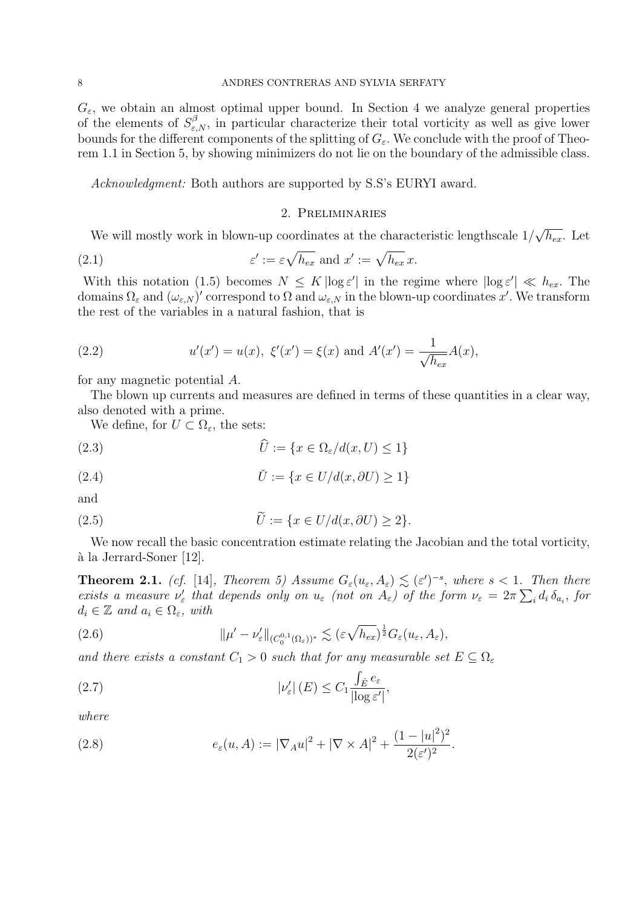$G_\varepsilon$, we obtain an almost optimal upper bound. In Section 4 we analyze general properties of the elements of $S^\beta_{\varepsilon,N}$, in particular characterize their total vorticity as well as give lower bounds for the different components of the splitting of $G_\varepsilon$. We conclude with the proof of Theorem 1.1 in Section 5, by showing minimizers do not lie on the boundary of the admissible class.

*Acknowledgment:* Both authors are supported by S.S's EURYI award.

## 2. Preliminaries

We will mostly work in blown-up coordinates at the characteristic lengthscale $1/\sqrt{h_{ex}}$. Let

$$\varepsilon' := \varepsilon\sqrt{h_{ex}} \text{ and } x' := \sqrt{h_{ex}}\, x. \tag{2.1}$$

With this notation (1.5) becomes $N \leq K\,|\log \varepsilon'|$ in the regime where $|\log \varepsilon'| \ll h_{ex}$. The domains $\Omega_\varepsilon$ and $(\omega_{\varepsilon,N})'$ correspond to $\Omega$ and $\omega_{\varepsilon,N}$ in the blown-up coordinates $x'$. We transform the rest of the variables in a natural fashion, that is

$$u'(x') = u(x),\ \xi'(x') = \xi(x) \text{ and } A'(x') = \frac{1}{\sqrt{h_{ex}}}A(x), \tag{2.2}$$

for any magnetic potential $A$.

The blown up currents and measures are defined in terms of these quantities in a clear way, also denoted with a prime.

We define, for $U \subset \Omega_\varepsilon$, the sets:

$$\widehat{U} := \{x \in \Omega_\varepsilon / d(x, U) \leq 1\} \tag{2.3}$$

$$\check{U} := \{x \in U / d(x, \partial U) \geq 1\} \tag{2.4}$$

and

$$\widetilde{U} := \{x \in U / d(x, \partial U) \geq 2\}. \tag{2.5}$$

We now recall the basic concentration estimate relating the Jacobian and the total vorticity, à la Jerrard-Soner [12].

**Theorem 2.1.** *(cf. [14], Theorem 5) Assume $G_\varepsilon(u_\varepsilon, A_\varepsilon) \lesssim (\varepsilon')^{-s}$, where $s < 1$. Then there exists a measure $\nu'_\varepsilon$ that depends only on $u_\varepsilon$ (not on $A_\varepsilon$) of the form $\nu_\varepsilon = 2\pi \sum_i d_i\, \delta_{a_i}$, for $d_i \in \mathbb{Z}$ and $a_i \in \Omega_\varepsilon$, with*

$$\|\mu' - \nu'_\varepsilon\|_{(C_0^{0,1}(\Omega_\varepsilon))^*} \lesssim (\varepsilon\sqrt{h_{ex}})^{\frac{1}{2}} G_\varepsilon(u_\varepsilon, A_\varepsilon), \tag{2.6}$$

*and there exists a constant $C_1 > 0$ such that for any measurable set $E \subseteq \Omega_\varepsilon$*

$$|\nu'_\varepsilon|\,(E) \leq C_1 \frac{\int_{\hat{E}} e_\varepsilon}{|\log \varepsilon'|}, \tag{2.7}$$

*where*

$$e_\varepsilon(u, A) := |\nabla_A u|^2 + |\nabla \times A|^2 + \frac{(1 - |u|^2)^2}{2(\varepsilon')^2}. \tag{2.8}$$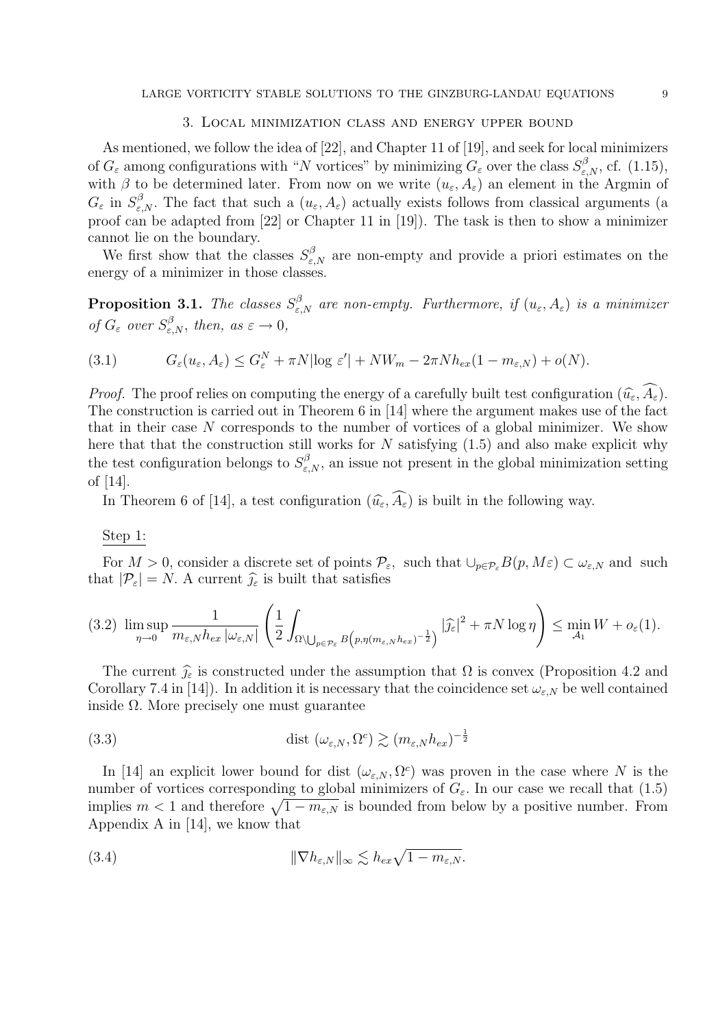## 3. Local minimization class and energy upper bound

As mentioned, we follow the idea of [22], and Chapter 11 of [19], and seek for local minimizers of $G_\varepsilon$ among configurations with "$N$ vortices" by minimizing $G_\varepsilon$ over the class $S^\beta_{\varepsilon,N}$, cf. (1.15), with $\beta$ to be determined later. From now on we write $(u_\varepsilon, A_\varepsilon)$ an element in the Argmin of $G_\varepsilon$ in $S^\beta_{\varepsilon,N}$. The fact that such a $(u_\varepsilon, A_\varepsilon)$ actually exists follows from classical arguments (a proof can be adapted from [22] or Chapter 11 in [19]). The task is then to show a minimizer cannot lie on the boundary.

We first show that the classes $S^\beta_{\varepsilon,N}$ are non-empty and provide a priori estimates on the energy of a minimizer in those classes.

**Proposition 3.1.** *The classes $S^\beta_{\varepsilon,N}$ are non-empty. Furthermore, if $(u_\varepsilon, A_\varepsilon)$ is a minimizer of $G_\varepsilon$ over $S^\beta_{\varepsilon,N}$, then, as $\varepsilon \to 0$,*

$$G_\varepsilon(u_\varepsilon, A_\varepsilon) \le G^N_\varepsilon + \pi N |\log \varepsilon'| + N W_m - 2\pi N h_{ex}(1 - m_{\varepsilon,N}) + o(N). \tag{3.1}$$

*Proof.* The proof relies on computing the energy of a carefully built test configuration $(\widehat{u_\varepsilon}, \widehat{A_\varepsilon})$. The construction is carried out in Theorem 6 in [14] where the argument makes use of the fact that in their case $N$ corresponds to the number of vortices of a global minimizer. We show here that that the construction still works for $N$ satisfying (1.5) and also make explicit why the test configuration belongs to $S^\beta_{\varepsilon,N}$, an issue not present in the global minimization setting of [14].

In Theorem 6 of [14], a test configuration $(\widehat{u_\varepsilon}, \widehat{A_\varepsilon})$ is built in the following way.

Step 1:

For $M > 0$, consider a discrete set of points $\mathcal{P}_\varepsilon$, such that $\cup_{p \in \mathcal{P}_\varepsilon} B(p, M\varepsilon) \subset \omega_{\varepsilon,N}$ and such that $|\mathcal{P}_\varepsilon| = N$. A current $\widehat{\jmath_\varepsilon}$ is built that satisfies

$$\limsup_{\eta \to 0} \frac{1}{m_{\varepsilon,N} h_{ex} |\omega_{\varepsilon,N}|} \left( \frac{1}{2} \int_{\Omega \setminus \bigcup_{p\in\mathcal{P}_\varepsilon} B\left(p, \eta (m_{\varepsilon,N} h_{ex})^{-\frac{1}{2}}\right)} |\widehat{\jmath_\varepsilon}|^2 + \pi N \log \eta \right) \le \min_{\mathcal{A}_1} W + o_\varepsilon(1). \tag{3.2}$$

The current $\widehat{\jmath_\varepsilon}$ is constructed under the assumption that $\Omega$ is convex (Proposition 4.2 and Corollary 7.4 in [14]). In addition it is necessary that the coincidence set $\omega_{\varepsilon,N}$ be well contained inside $\Omega$. More precisely one must guarantee

$$\text{dist}\,(\omega_{\varepsilon,N}, \Omega^c) \gtrsim (m_{\varepsilon,N} h_{ex})^{-\frac{1}{2}} \tag{3.3}$$

In [14] an explicit lower bound for dist $(\omega_{\varepsilon,N}, \Omega^c)$ was proven in the case where $N$ is the number of vortices corresponding to global minimizers of $G_\varepsilon$. In our case we recall that (1.5) implies $m < 1$ and therefore $\sqrt{1 - m_{\varepsilon,N}}$ is bounded from below by a positive number. From Appendix A in [14], we know that

$$\|\nabla h_{\varepsilon,N}\|_\infty \lesssim h_{ex} \sqrt{1 - m_{\varepsilon,N}}. \tag{3.4}$$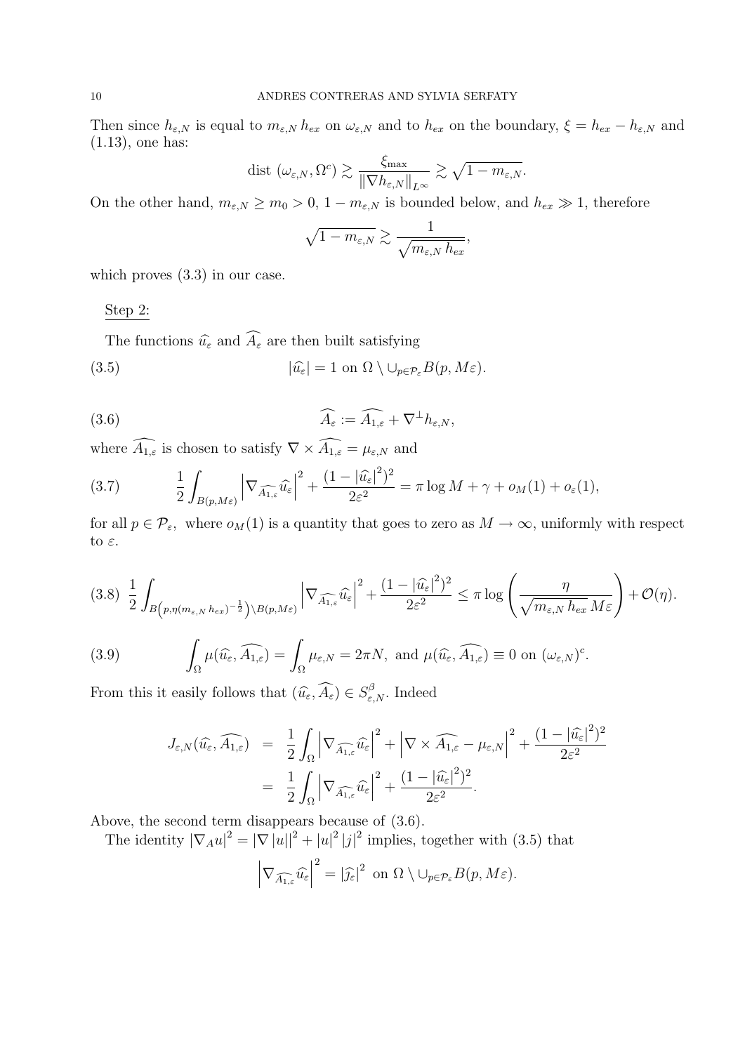Then since $h_{\varepsilon,N}$ is equal to $m_{\varepsilon,N}\, h_{ex}$ on $\omega_{\varepsilon,N}$ and to $h_{ex}$ on the boundary, $\xi = h_{ex} - h_{\varepsilon,N}$ and (1.13), one has:

$$\text{dist}\,(\omega_{\varepsilon,N}, \Omega^c) \gtrsim \frac{\xi_{\max}}{\|\nabla h_{\varepsilon,N}\|_{L^\infty}} \gtrsim \sqrt{1 - m_{\varepsilon,N}}.$$

On the other hand, $m_{\varepsilon,N} \geq m_0 > 0$, $1 - m_{\varepsilon,N}$ is bounded below, and $h_{ex} \gg 1$, therefore

$$\sqrt{1 - m_{\varepsilon,N}} \gtrsim \frac{1}{\sqrt{m_{\varepsilon,N}\, h_{ex}}},$$

which proves (3.3) in our case.

Step 2:

The functions $\widehat{u_\varepsilon}$ and $\widehat{A_\varepsilon}$ are then built satisfying

$$|\widehat{u_\varepsilon}| = 1 \text{ on } \Omega \setminus \cup_{p \in \mathcal{P}_\varepsilon} B(p, M\varepsilon). \tag{3.5}$$

$$\widehat{A_\varepsilon} := \widehat{A_{1,\varepsilon}} + \nabla^\perp h_{\varepsilon,N}, \tag{3.6}$$

where $\widehat{A_{1,\varepsilon}}$ is chosen to satisfy $\nabla \times \widehat{A_{1,\varepsilon}} = \mu_{\varepsilon,N}$ and

$$\frac{1}{2}\int_{B(p,M\varepsilon)} \left|\nabla_{\widehat{A_{1,\varepsilon}}} \widehat{u_\varepsilon}\right|^2 + \frac{(1 - |\widehat{u_\varepsilon}|^2)^2}{2\varepsilon^2} = \pi \log M + \gamma + o_M(1) + o_\varepsilon(1), \tag{3.7}$$

for all $p \in \mathcal{P}_\varepsilon$, where $o_M(1)$ is a quantity that goes to zero as $M \to \infty$, uniformly with respect to $\varepsilon$.

$$\frac{1}{2}\int_{B\left(p, \eta(m_{\varepsilon,N}\, h_{ex})^{-\frac{1}{2}}\right) \setminus B(p,M\varepsilon)} \left|\nabla_{\widehat{A_{1,\varepsilon}}} \widehat{u_\varepsilon}\right|^2 + \frac{(1 - |\widehat{u_\varepsilon}|^2)^2}{2\varepsilon^2} \leq \pi \log\left(\frac{\eta}{\sqrt{m_{\varepsilon,N}\, h_{ex}}\, M\varepsilon}\right) + \mathcal{O}(\eta). \tag{3.8}$$

$$\int_\Omega \mu(\widehat{u_\varepsilon}, \widehat{A_{1,\varepsilon}}) = \int_\Omega \mu_{\varepsilon,N} = 2\pi N, \text{ and } \mu(\widehat{u_\varepsilon}, \widehat{A_{1,\varepsilon}}) \equiv 0 \text{ on } (\omega_{\varepsilon,N})^c. \tag{3.9}$$

From this it easily follows that $(\widehat{u_\varepsilon}, \widehat{A_\varepsilon}) \in S^\beta_{\varepsilon,N}$. Indeed

$$\begin{aligned}
J_{\varepsilon,N}(\widehat{u_\varepsilon}, \widehat{A_{1,\varepsilon}}) &= \frac{1}{2}\int_\Omega \left|\nabla_{\widehat{A_{1,\varepsilon}}} \widehat{u_\varepsilon}\right|^2 + \left|\nabla \times \widehat{A_{1,\varepsilon}} - \mu_{\varepsilon,N}\right|^2 + \frac{(1 - |\widehat{u_\varepsilon}|^2)^2}{2\varepsilon^2} \\
&= \frac{1}{2}\int_\Omega \left|\nabla_{\widehat{A_{1,\varepsilon}}} \widehat{u_\varepsilon}\right|^2 + \frac{(1 - |\widehat{u_\varepsilon}|^2)^2}{2\varepsilon^2}.
\end{aligned}$$

Above, the second term disappears because of (3.6).

The identity $|\nabla_A u|^2 = |\nabla |u||^2 + |u|^2 |j|^2$ implies, together with (3.5) that

$$\left|\nabla_{\widehat{A_{1,\varepsilon}}} \widehat{u_\varepsilon}\right|^2 = |\widehat{\jmath_\varepsilon}|^2 \text{ on } \Omega \setminus \cup_{p \in \mathcal{P}_\varepsilon} B(p, M\varepsilon).$$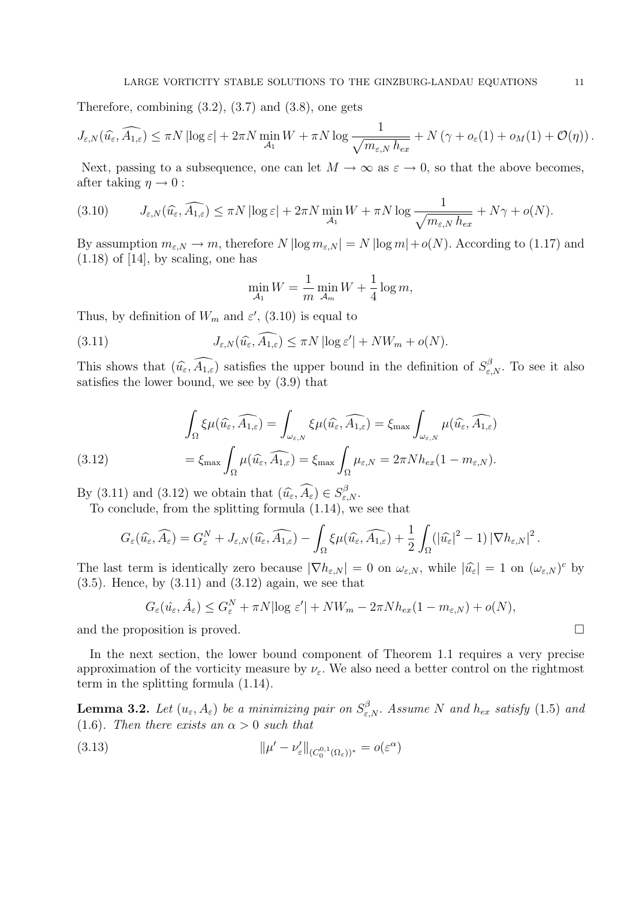Therefore, combining (3.2), (3.7) and (3.8), one gets

$$J_{\varepsilon,N}(\widehat{u_\varepsilon},\widehat{A_{1,\varepsilon}}) \le \pi N\,|\log\varepsilon| + 2\pi N \min_{\mathcal{A}_1} W + \pi N \log\frac{1}{\sqrt{m_{\varepsilon,N}\,h_{ex}}} + N\left(\gamma + o_\varepsilon(1) + o_M(1) + \mathcal{O}(\eta)\right).$$

Next, passing to a subsequence, one can let $M \to \infty$ as $\varepsilon \to 0$, so that the above becomes, after taking $\eta \to 0$ :

$$J_{\varepsilon,N}(\widehat{u_\varepsilon},\widehat{A_{1,\varepsilon}}) \le \pi N\,|\log\varepsilon| + 2\pi N \min_{\mathcal{A}_1} W + \pi N \log\frac{1}{\sqrt{m_{\varepsilon,N}\,h_{ex}}} + N\gamma + o(N). \tag{3.10}$$

By assumption $m_{\varepsilon,N} \to m$, therefore $N\,|\log m_{\varepsilon,N}| = N\,|\log m| + o(N)$. According to (1.17) and (1.18) of [14], by scaling, one has

$$\min_{\mathcal{A}_1} W = \frac{1}{m}\min_{\mathcal{A}_m} W + \frac{1}{4}\log m,$$

Thus, by definition of $W_m$ and $\varepsilon'$, (3.10) is equal to

$$J_{\varepsilon,N}(\widehat{u_\varepsilon},\widehat{A_{1,\varepsilon}}) \le \pi N\,|\log\varepsilon'| + NW_m + o(N). \tag{3.11}$$

This shows that $(\widehat{u_\varepsilon},\widehat{A_{1,\varepsilon}})$ satisfies the upper bound in the definition of $S^\beta_{\varepsilon,N}$. To see it also satisfies the lower bound, we see by (3.9) that

$$\begin{aligned}
\int_\Omega \xi\mu(\widehat{u_\varepsilon},\widehat{A_{1,\varepsilon}}) &= \int_{\omega_{\varepsilon,N}} \xi\mu(\widehat{u_\varepsilon},\widehat{A_{1,\varepsilon}}) = \xi_{\max}\int_{\omega_{\varepsilon,N}} \mu(\widehat{u_\varepsilon},\widehat{A_{1,\varepsilon}}) \\
&= \xi_{\max}\int_\Omega \mu(\widehat{u_\varepsilon},\widehat{A_{1,\varepsilon}}) = \xi_{\max}\int_\Omega \mu_{\varepsilon,N} = 2\pi N h_{ex}(1-m_{\varepsilon,N}).
\end{aligned} \tag{3.12}$$

By (3.11) and (3.12) we obtain that $(\widehat{u_\varepsilon},\widehat{A_\varepsilon}) \in S^\beta_{\varepsilon,N}$.

To conclude, from the splitting formula (1.14), we see that

$$G_\varepsilon(\widehat{u_\varepsilon},\widehat{A_\varepsilon}) = G^N_\varepsilon + J_{\varepsilon,N}(\widehat{u_\varepsilon},\widehat{A_{1,\varepsilon}}) - \int_\Omega \xi\mu(\widehat{u_\varepsilon},\widehat{A_{1,\varepsilon}}) + \frac{1}{2}\int_\Omega (|\widehat{u_\varepsilon}|^2 - 1)\,|\nabla h_{\varepsilon,N}|^2\,.$$

The last term is identically zero because $|\nabla h_{\varepsilon,N}| = 0$ on $\omega_{\varepsilon,N}$, while $|\widehat{u_\varepsilon}| = 1$ on $(\omega_{\varepsilon,N})^c$ by (3.5). Hence, by (3.11) and (3.12) again, we see that

$$G_\varepsilon(\hat{u}_\varepsilon,\hat{A}_\varepsilon) \le G^N_\varepsilon + \pi N|\log\varepsilon'| + NW_m - 2\pi N h_{ex}(1-m_{\varepsilon,N}) + o(N),$$

and the proposition is proved. $\square$

In the next section, the lower bound component of Theorem 1.1 requires a very precise approximation of the vorticity measure by $\nu_\varepsilon$. We also need a better control on the rightmost term in the splitting formula (1.14).

**Lemma 3.2.** *Let $(u_\varepsilon, A_\varepsilon)$ be a minimizing pair on $S^\beta_{\varepsilon,N}$. Assume $N$ and $h_{ex}$ satisfy (1.5) and (1.6). Then there exists an $\alpha > 0$ such that*

$$\|\mu' - \nu'_\varepsilon\|_{(C^{0,1}_0(\Omega_\varepsilon))^*} = o(\varepsilon^\alpha) \tag{3.13}$$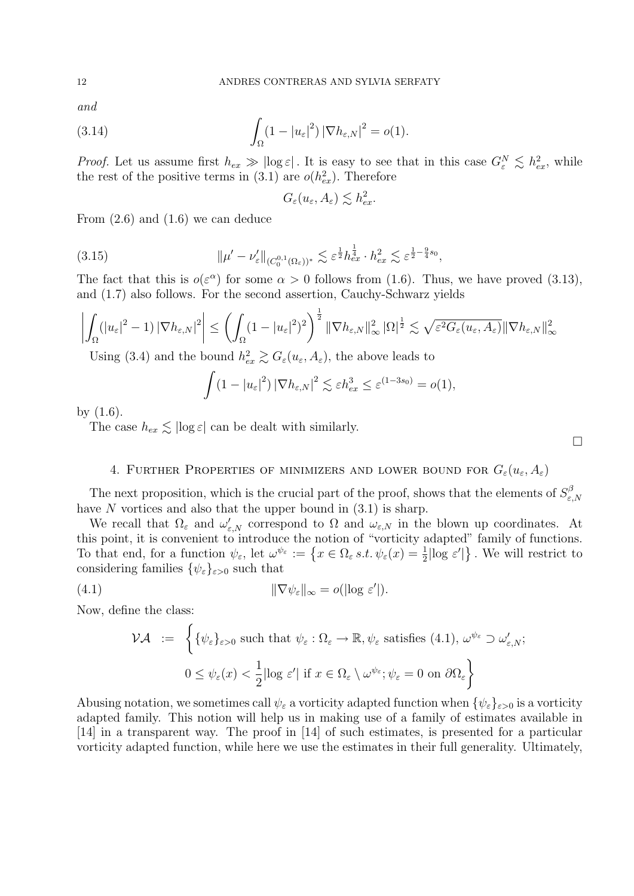*and*

$$\int_{\Omega}(1-|u_\varepsilon|^2)\,|\nabla h_{\varepsilon,N}|^2 = o(1). \tag{3.14}$$

*Proof.* Let us assume first $h_{ex} \gg |\log \varepsilon|$. It is easy to see that in this case $G_\varepsilon^N \lesssim h_{ex}^2$, while the rest of the positive terms in (3.1) are $o(h_{ex}^2)$. Therefore

$$G_\varepsilon(u_\varepsilon, A_\varepsilon) \lesssim h_{ex}^2.$$

From (2.6) and (1.6) we can deduce

$$\|\mu' - \nu'_\varepsilon\|_{(C_0^{0,1}(\Omega_\varepsilon))^*} \lesssim \varepsilon^{\frac{1}{2}} h_{ex}^{\frac{1}{4}} \cdot h_{ex}^2 \lesssim \varepsilon^{\frac{1}{2}-\frac{9}{4}s_0}, \tag{3.15}$$

The fact that this is $o(\varepsilon^\alpha)$ for some $\alpha > 0$ follows from (1.6). Thus, we have proved (3.13), and (1.7) also follows. For the second assertion, Cauchy-Schwarz yields

$$\left|\int_{\Omega}(|u_\varepsilon|^2-1)\,|\nabla h_{\varepsilon,N}|^2\right| \leq \left(\int_{\Omega}(1-|u_\varepsilon|^2)^2\right)^{\frac{1}{2}} \|\nabla h_{\varepsilon,N}\|_\infty^2 \,|\Omega|^{\frac{1}{2}} \lesssim \sqrt{\varepsilon^2 G_\varepsilon(u_\varepsilon, A_\varepsilon)}\|\nabla h_{\varepsilon,N}\|_\infty^2$$

Using (3.4) and the bound $h_{ex}^2 \gtrsim G_\varepsilon(u_\varepsilon, A_\varepsilon)$, the above leads to

$$\int(1-|u_\varepsilon|^2)\,|\nabla h_{\varepsilon,N}|^2 \lesssim \varepsilon h_{ex}^3 \leq \varepsilon^{(1-3s_0)} = o(1),$$

by (1.6).

The case $h_{ex} \lesssim |\log \varepsilon|$ can be dealt with similarly. $\square$

## 4. Further Properties of minimizers and lower bound for $G_\varepsilon(u_\varepsilon, A_\varepsilon)$

The next proposition, which is the crucial part of the proof, shows that the elements of $S_{\varepsilon,N}^\beta$ have $N$ vortices and also that the upper bound in (3.1) is sharp.

We recall that $\Omega_\varepsilon$ and $\omega'_{\varepsilon,N}$ correspond to $\Omega$ and $\omega_{\varepsilon,N}$ in the blown up coordinates. At this point, it is convenient to introduce the notion of "vorticity adapted" family of functions. To that end, for a function $\psi_\varepsilon$, let $\omega^{\psi_\varepsilon} := \left\{x \in \Omega_\varepsilon \; s.t. \; \psi_\varepsilon(x) = \frac{1}{2}|\log \varepsilon'|\right\}$. We will restrict to considering families $\{\psi_\varepsilon\}_{\varepsilon>0}$ such that

$$\|\nabla \psi_\varepsilon\|_\infty = o(|\log \varepsilon'|). \tag{4.1}$$

Now, define the class:

$$\begin{aligned}\mathcal{VA} \;:=\; \Bigg\{ &\{\psi_\varepsilon\}_{\varepsilon>0} \text{ such that } \psi_\varepsilon : \Omega_\varepsilon \to \mathbb{R}, \psi_\varepsilon \text{ satisfies (4.1)}, \; \omega^{\psi_\varepsilon} \supset \omega'_{\varepsilon,N}; \\ &0 \leq \psi_\varepsilon(x) < \frac{1}{2}|\log \varepsilon'| \text{ if } x \in \Omega_\varepsilon \setminus \omega^{\psi_\varepsilon}; \psi_\varepsilon = 0 \text{ on } \partial\Omega_\varepsilon \Bigg\}\end{aligned}$$

Abusing notation, we sometimes call $\psi_\varepsilon$ a vorticity adapted function when $\{\psi_\varepsilon\}_{\varepsilon>0}$ is a vorticity adapted family. This notion will help us in making use of a family of estimates available in [14] in a transparent way. The proof in [14] of such estimates, is presented for a particular vorticity adapted function, while here we use the estimates in their full generality. Ultimately,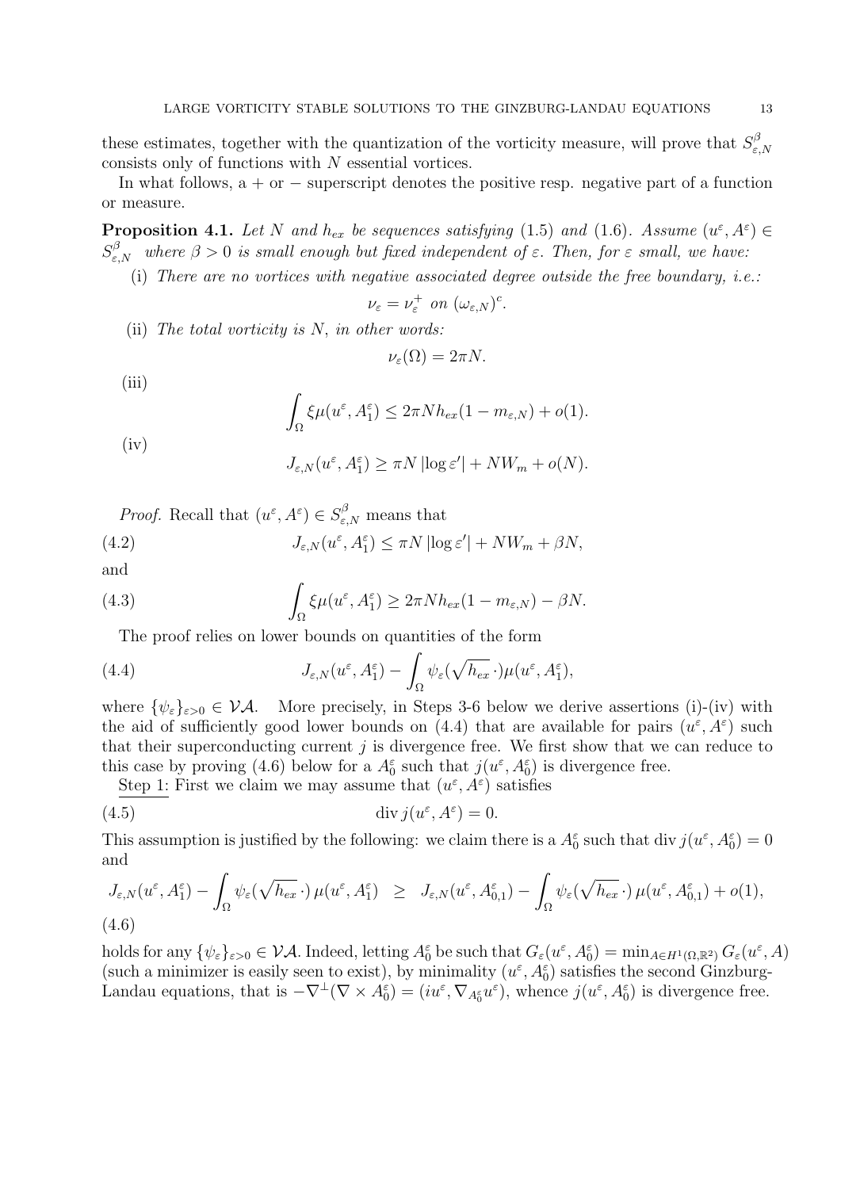these estimates, together with the quantization of the vorticity measure, will prove that $S^\beta_{\varepsilon,N}$ consists only of functions with $N$ essential vortices.

In what follows, a $+$ or $-$ superscript denotes the positive resp. negative part of a function or measure.

**Proposition 4.1.** *Let $N$ and $h_{ex}$ be sequences satisfying (1.5) and (1.6). Assume $(u^\varepsilon, A^\varepsilon) \in S^\beta_{\varepsilon,N}$ where $\beta > 0$ is small enough but fixed independent of $\varepsilon$. Then, for $\varepsilon$ small, we have:*

(i) *There are no vortices with negative associated degree outside the free boundary, i.e.:*

$$\nu_\varepsilon = \nu_\varepsilon^+ \text{ on } (\omega_{\varepsilon,N})^c.$$

(ii) *The total vorticity is $N$, in other words:*

$$\nu_\varepsilon(\Omega) = 2\pi N.$$

(iii)

$$\int_\Omega \xi \mu(u^\varepsilon, A_1^\varepsilon) \le 2\pi N h_{ex}(1 - m_{\varepsilon,N}) + o(1).$$

(iv)

$$J_{\varepsilon,N}(u^\varepsilon, A_1^\varepsilon) \ge \pi N \left|\log \varepsilon'\right| + N W_m + o(N).$$

*Proof.* Recall that $(u^\varepsilon, A^\varepsilon) \in S^\beta_{\varepsilon,N}$ means that

$$J_{\varepsilon,N}(u^\varepsilon, A_1^\varepsilon) \le \pi N \left|\log \varepsilon'\right| + N W_m + \beta N, \tag{4.2}$$

and

$$\int_\Omega \xi \mu(u^\varepsilon, A_1^\varepsilon) \ge 2\pi N h_{ex}(1 - m_{\varepsilon,N}) - \beta N. \tag{4.3}$$

The proof relies on lower bounds on quantities of the form

$$J_{\varepsilon,N}(u^\varepsilon, A_1^\varepsilon) - \int_\Omega \psi_\varepsilon(\sqrt{h_{ex}}\,\cdot)\mu(u^\varepsilon, A_1^\varepsilon), \tag{4.4}$$

where $\{\psi_\varepsilon\}_{\varepsilon>0} \in \mathcal{VA}$. More precisely, in Steps 3-6 below we derive assertions (i)-(iv) with the aid of sufficiently good lower bounds on (4.4) that are available for pairs $(u^\varepsilon, A^\varepsilon)$ such that their superconducting current $j$ is divergence free. We first show that we can reduce to this case by proving (4.6) below for a $A_0^\varepsilon$ such that $j(u^\varepsilon, A_0^\varepsilon)$ is divergence free.

Step 1: First we claim we may assume that $(u^\varepsilon, A^\varepsilon)$ satisfies

$$\operatorname{div} j(u^\varepsilon, A^\varepsilon) = 0. \tag{4.5}$$

This assumption is justified by the following: we claim there is a $A_0^\varepsilon$ such that $\operatorname{div} j(u^\varepsilon, A_0^\varepsilon) = 0$ and

$$J_{\varepsilon,N}(u^\varepsilon, A_1^\varepsilon) - \int_\Omega \psi_\varepsilon(\sqrt{h_{ex}}\,\cdot)\,\mu(u^\varepsilon, A_1^\varepsilon) \;\ge\; J_{\varepsilon,N}(u^\varepsilon, A_{0,1}^\varepsilon) - \int_\Omega \psi_\varepsilon(\sqrt{h_{ex}}\,\cdot)\,\mu(u^\varepsilon, A_{0,1}^\varepsilon) + o(1), \tag{4.6}$$

holds for any $\{\psi_\varepsilon\}_{\varepsilon>0} \in \mathcal{VA}$. Indeed, letting $A_0^\varepsilon$ be such that $G_\varepsilon(u^\varepsilon, A_0^\varepsilon) = \min_{A\in H^1(\Omega,\mathbb{R}^2)} G_\varepsilon(u^\varepsilon, A)$ (such a minimizer is easily seen to exist), by minimality $(u^\varepsilon, A_0^\varepsilon)$ satisfies the second Ginzburg-Landau equations, that is $-\nabla^\perp(\nabla \times A_0^\varepsilon) = (iu^\varepsilon, \nabla_{A_0^\varepsilon} u^\varepsilon)$, whence $j(u^\varepsilon, A_0^\varepsilon)$ is divergence free.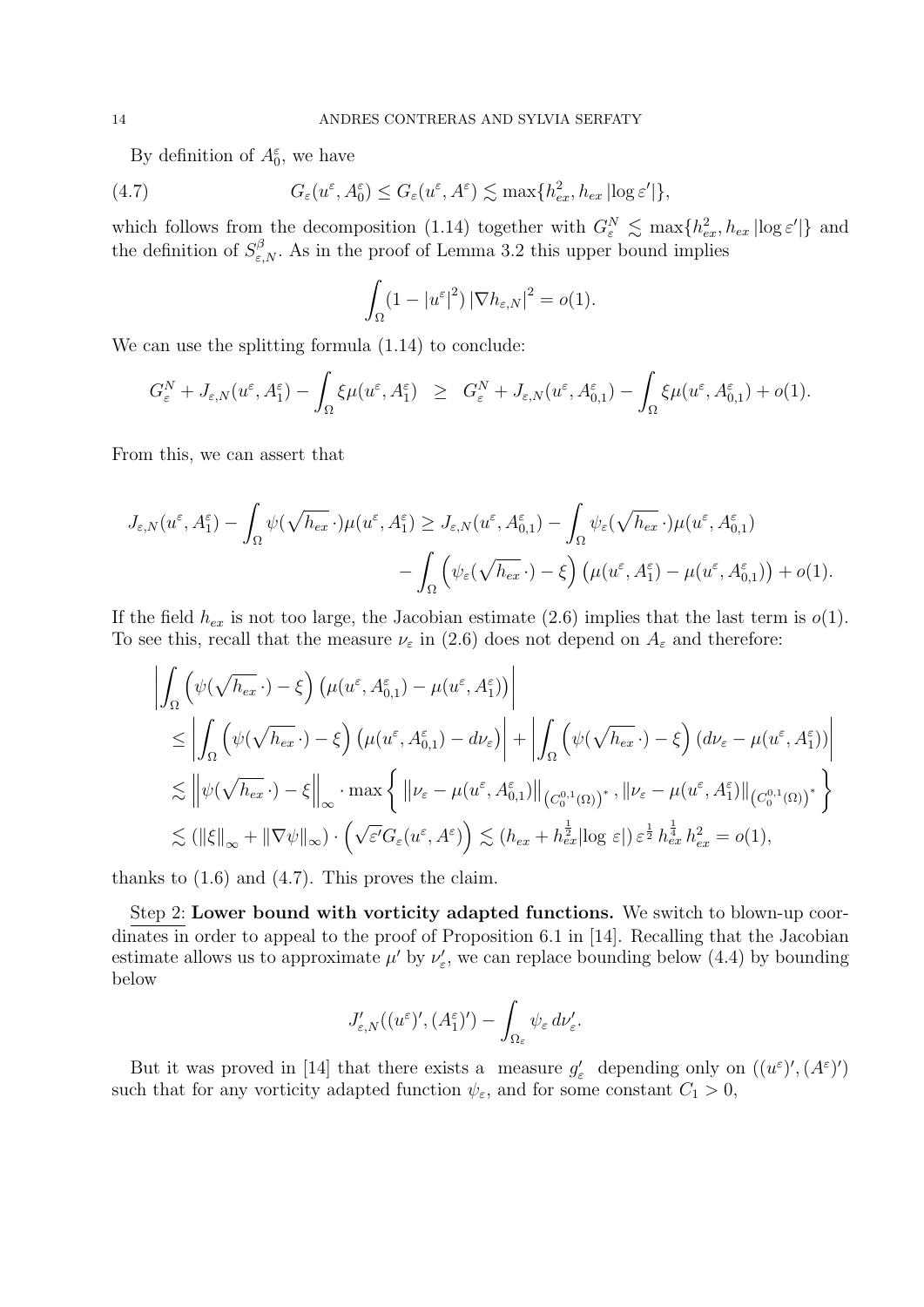By definition of $A_0^\varepsilon$, we have

$$G_\varepsilon(u^\varepsilon, A_0^\varepsilon) \le G_\varepsilon(u^\varepsilon, A^\varepsilon) \lesssim \max\{h_{ex}^2, h_{ex}\left|\log \varepsilon'\right|\}, \tag{4.7}$$

which follows from the decomposition (1.14) together with $G_\varepsilon^N \lesssim \max\{h_{ex}^2, h_{ex}\left|\log \varepsilon'\right|\}$ and the definition of $S_{\varepsilon,N}^\beta$. As in the proof of Lemma 3.2 this upper bound implies

$$\int_\Omega (1 - |u^\varepsilon|^2)\, |\nabla h_{\varepsilon,N}|^2 = o(1).$$

We can use the splitting formula (1.14) to conclude:

$$G_\varepsilon^N + J_{\varepsilon,N}(u^\varepsilon, A_1^\varepsilon) - \int_\Omega \xi \mu(u^\varepsilon, A_1^\varepsilon) \;\; \ge \;\; G_\varepsilon^N + J_{\varepsilon,N}(u^\varepsilon, A_{0,1}^\varepsilon) - \int_\Omega \xi \mu(u^\varepsilon, A_{0,1}^\varepsilon) + o(1).$$

From this, we can assert that

$$\begin{aligned} J_{\varepsilon,N}(u^\varepsilon, A_1^\varepsilon) - \int_\Omega \psi(\sqrt{h_{ex}}\,\cdot)\mu(u^\varepsilon, A_1^\varepsilon) &\ge J_{\varepsilon,N}(u^\varepsilon, A_{0,1}^\varepsilon) - \int_\Omega \psi_\varepsilon(\sqrt{h_{ex}}\,\cdot)\mu(u^\varepsilon, A_{0,1}^\varepsilon) \\ &\quad - \int_\Omega \Big(\psi_\varepsilon(\sqrt{h_{ex}}\,\cdot) - \xi\Big)\left(\mu(u^\varepsilon, A_1^\varepsilon) - \mu(u^\varepsilon, A_{0,1}^\varepsilon)\right) + o(1). \end{aligned}$$

If the field $h_{ex}$ is not too large, the Jacobian estimate (2.6) implies that the last term is $o(1)$. To see this, recall that the measure $\nu_\varepsilon$ in (2.6) does not depend on $A_\varepsilon$ and therefore:

$$\begin{aligned} &\left| \int_\Omega \Big(\psi(\sqrt{h_{ex}}\,\cdot) - \xi\Big)\left(\mu(u^\varepsilon, A_{0,1}^\varepsilon) - \mu(u^\varepsilon, A_1^\varepsilon)\right) \right| \\ &\le \left| \int_\Omega \Big(\psi(\sqrt{h_{ex}}\,\cdot) - \xi\Big)\left(\mu(u^\varepsilon, A_{0,1}^\varepsilon) - d\nu_\varepsilon\right) \right| + \left| \int_\Omega \Big(\psi(\sqrt{h_{ex}}\,\cdot) - \xi\Big)\left(d\nu_\varepsilon - \mu(u^\varepsilon, A_1^\varepsilon)\right) \right| \\ &\lesssim \left\| \psi(\sqrt{h_{ex}}\,\cdot) - \xi \right\|_\infty \cdot \max\left\{ \left\|\nu_\varepsilon - \mu(u^\varepsilon, A_{0,1}^\varepsilon)\right\|_{\left(C_0^{0,1}(\Omega)\right)^*}, \left\|\nu_\varepsilon - \mu(u^\varepsilon, A_1^\varepsilon)\right\|_{\left(C_0^{0,1}(\Omega)\right)^*} \right\} \\ &\lesssim \left(\|\xi\|_\infty + \|\nabla\psi\|_\infty\right) \cdot \left(\sqrt{\varepsilon'} G_\varepsilon(u^\varepsilon, A^\varepsilon)\right) \lesssim \left(h_{ex} + h_{ex}^{\frac{1}{2}} |\log \varepsilon|\right) \varepsilon^{\frac{1}{2}}\, h_{ex}^{\frac{1}{4}}\, h_{ex}^2 = o(1), \end{aligned}$$

thanks to (1.6) and (4.7). This proves the claim.

<u>Step 2:</u> **Lower bound with vorticity adapted functions.** We switch to blown-up coordinates in order to appeal to the proof of Proposition 6.1 in [14]. Recalling that the Jacobian estimate allows us to approximate $\mu'$ by $\nu_\varepsilon'$, we can replace bounding below (4.4) by bounding below

$$J_{\varepsilon,N}'((u^\varepsilon)', (A_1^\varepsilon)') - \int_{\Omega_\varepsilon} \psi_\varepsilon \, d\nu_\varepsilon'.$$

But it was proved in [14] that there exists a measure $g_\varepsilon'$ depending only on $((u^\varepsilon)', (A^\varepsilon)')$ such that for any vorticity adapted function $\psi_\varepsilon$, and for some constant $C_1 > 0$,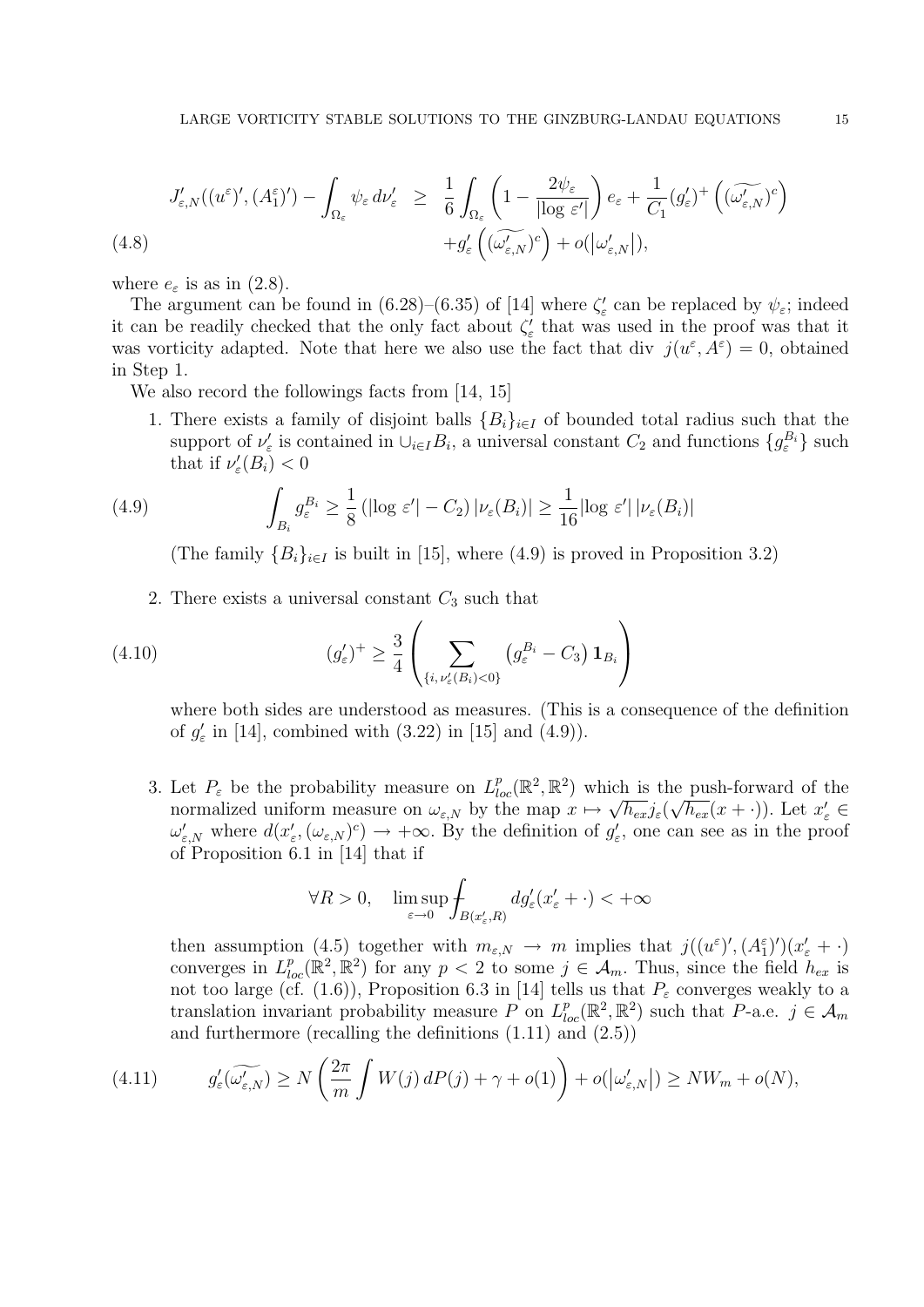$$
\begin{aligned}
J'_{\varepsilon,N}((u^\varepsilon)',(A_1^\varepsilon)') - \int_{\Omega_\varepsilon} \psi_\varepsilon \, d\nu'_\varepsilon \ \geq\ & \frac{1}{6}\int_{\Omega_\varepsilon}\left(1-\frac{2\psi_\varepsilon}{|\log \varepsilon'|}\right) e_\varepsilon + \frac{1}{C_1}(g'_\varepsilon)^+\left((\widetilde{\omega'_{\varepsilon,N}})^c\right) \\
& + g'_\varepsilon\left((\widetilde{\omega'_{\varepsilon,N}})^c\right) + o(|\omega'_{\varepsilon,N}|),
\end{aligned} \tag{4.8}
$$

where $e_\varepsilon$ is as in (2.8).

The argument can be found in (6.28)–(6.35) of [14] where $\zeta'_\varepsilon$ can be replaced by $\psi_\varepsilon$; indeed it can be readily checked that the only fact about $\zeta'_\varepsilon$ that was used in the proof was that it was vorticity adapted. Note that here we also use the fact that div $j(u^\varepsilon, A^\varepsilon) = 0$, obtained in Step 1.

We also record the followings facts from [14, 15]

1. There exists a family of disjoint balls $\{B_i\}_{i\in I}$ of bounded total radius such that the support of $\nu'_\varepsilon$ is contained in $\cup_{i\in I} B_i$, a universal constant $C_2$ and functions $\{g_\varepsilon^{B_i}\}$ such that if $\nu'_\varepsilon(B_i) < 0$

$$
\int_{B_i} g_\varepsilon^{B_i} \geq \frac{1}{8}\left(|\log \varepsilon'| - C_2\right)|\nu_\varepsilon(B_i)| \geq \frac{1}{16}|\log \varepsilon'|\,|\nu_\varepsilon(B_i)| \tag{4.9}
$$

(The family $\{B_i\}_{i\in I}$ is built in [15], where (4.9) is proved in Proposition 3.2)

2. There exists a universal constant $C_3$ such that

$$
(g'_\varepsilon)^+ \geq \frac{3}{4}\left(\sum_{\{i,\,\nu'_\varepsilon(B_i)<0\}} \left(g_\varepsilon^{B_i} - C_3\right)\mathbf{1}_{B_i}\right) \tag{4.10}
$$

where both sides are understood as measures. (This is a consequence of the definition of $g'_\varepsilon$ in [14], combined with (3.22) in [15] and (4.9)).

3. Let $P_\varepsilon$ be the probability measure on $L^p_{loc}(\mathbb{R}^2,\mathbb{R}^2)$ which is the push-forward of the normalized uniform measure on $\omega_{\varepsilon,N}$ by the map $x \mapsto \sqrt{h_{ex}}\, j_\varepsilon(\sqrt{h_{ex}}(x+\cdot))$. Let $x'_\varepsilon \in \omega'_{\varepsilon,N}$ where $d(x'_\varepsilon, (\omega_{\varepsilon,N})^c) \to +\infty$. By the definition of $g'_\varepsilon$, one can see as in the proof of Proposition 6.1 in [14] that if

$$
\forall R>0, \quad \limsup_{\varepsilon\to 0} \fint_{B(x'_\varepsilon,R)} dg'_\varepsilon(x'_\varepsilon + \cdot) < +\infty
$$

then assumption (4.5) together with $m_{\varepsilon,N} \to m$ implies that $j((u^\varepsilon)',(A_1^\varepsilon)')(x'_\varepsilon + \cdot)$ converges in $L^p_{loc}(\mathbb{R}^2,\mathbb{R}^2)$ for any $p<2$ to some $j \in \mathcal{A}_m$. Thus, since the field $h_{ex}$ is not too large (cf. (1.6)), Proposition 6.3 in [14] tells us that $P_\varepsilon$ converges weakly to a translation invariant probability measure $P$ on $L^p_{loc}(\mathbb{R}^2,\mathbb{R}^2)$ such that $P$-a.e. $j \in \mathcal{A}_m$ and furthermore (recalling the definitions (1.11) and (2.5))

$$
g'_\varepsilon(\widetilde{\omega'_{\varepsilon,N}}) \geq N\left(\frac{2\pi}{m}\int W(j)\,dP(j) + \gamma + o(1)\right) + o(|\omega'_{\varepsilon,N}|) \geq N W_m + o(N), \tag{4.11}
$$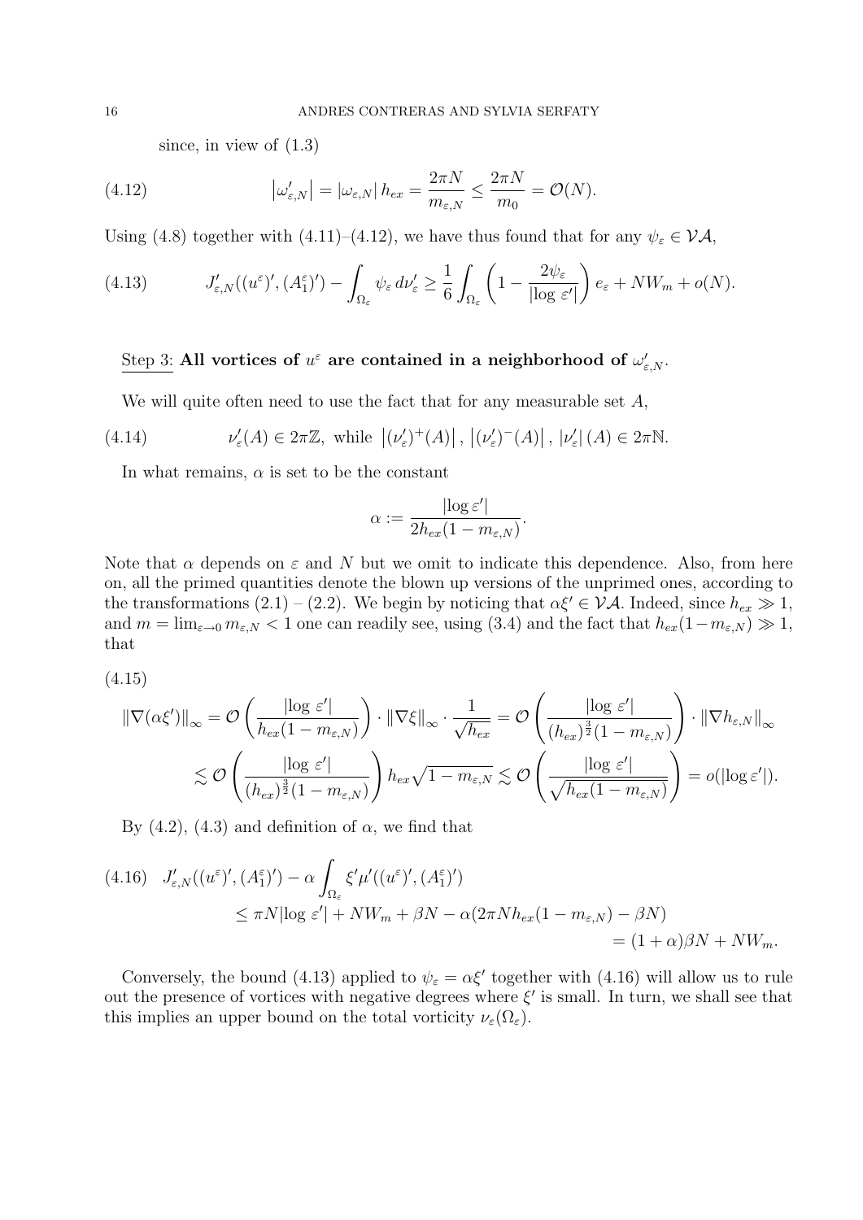since, in view of (1.3)

$$\left|\omega'_{\varepsilon,N}\right| = |\omega_{\varepsilon,N}|\, h_{ex} = \frac{2\pi N}{m_{\varepsilon,N}} \le \frac{2\pi N}{m_0} = \mathcal{O}(N). \tag{4.12}$$

Using (4.8) together with (4.11)–(4.12), we have thus found that for any $\psi_\varepsilon \in \mathcal{VA}$,

$$J'_{\varepsilon,N}((u^\varepsilon)', (A_1^\varepsilon)') - \int_{\Omega_\varepsilon} \psi_\varepsilon \, d\nu'_\varepsilon \ge \frac{1}{6}\int_{\Omega_\varepsilon} \left(1 - \frac{2\psi_\varepsilon}{|\log \varepsilon'|}\right) e_\varepsilon + NW_m + o(N). \tag{4.13}$$

Step 3: **All vortices of $u^\varepsilon$ are contained in a neighborhood of $\omega'_{\varepsilon,N}$.**

We will quite often need to use the fact that for any measurable set $A$,

$$\nu'_\varepsilon(A) \in 2\pi\mathbb{Z}, \text{ while } \left|(\nu'_\varepsilon)^+(A)\right|, \left|(\nu'_\varepsilon)^-(A)\right|, \left|\nu'_\varepsilon\right|(A) \in 2\pi\mathbb{N}. \tag{4.14}$$

In what remains, $\alpha$ is set to be the constant

$$\alpha := \frac{|\log \varepsilon'|}{2h_{ex}(1-m_{\varepsilon,N})}.$$

Note that $\alpha$ depends on $\varepsilon$ and $N$ but we omit to indicate this dependence. Also, from here on, all the primed quantities denote the blown up versions of the unprimed ones, according to the transformations (2.1) – (2.2). We begin by noticing that $\alpha\xi' \in \mathcal{VA}$. Indeed, since $h_{ex} \gg 1$, and $m = \lim_{\varepsilon\to 0} m_{\varepsilon,N} < 1$ one can readily see, using (3.4) and the fact that $h_{ex}(1-m_{\varepsilon,N}) \gg 1$, that

$$\begin{aligned} \|\nabla(\alpha\xi')\|_\infty &= \mathcal{O}\left(\frac{|\log \varepsilon'|}{h_{ex}(1-m_{\varepsilon,N})}\right) \cdot \|\nabla\xi\|_\infty \cdot \frac{1}{\sqrt{h_{ex}}} = \mathcal{O}\left(\frac{|\log \varepsilon'|}{(h_{ex})^{\frac{3}{2}}(1-m_{\varepsilon,N})}\right) \cdot \|\nabla h_{\varepsilon,N}\|_\infty \\ &\lesssim \mathcal{O}\left(\frac{|\log \varepsilon'|}{(h_{ex})^{\frac{3}{2}}(1-m_{\varepsilon,N})}\right) h_{ex}\sqrt{1-m_{\varepsilon,N}} \lesssim \mathcal{O}\left(\frac{|\log \varepsilon'|}{\sqrt{h_{ex}(1-m_{\varepsilon,N})}}\right) = o(|\log \varepsilon'|). \end{aligned} \tag{4.15}$$

By (4.2), (4.3) and definition of $\alpha$, we find that

$$\begin{aligned} J'_{\varepsilon,N}((u^\varepsilon)', (A_1^\varepsilon)') &- \alpha \int_{\Omega_\varepsilon} \xi' \mu'((u^\varepsilon)', (A_1^\varepsilon)') \\ &\le \pi N|\log \varepsilon'| + NW_m + \beta N - \alpha(2\pi N h_{ex}(1-m_{\varepsilon,N}) - \beta N) \\ &= (1+\alpha)\beta N + NW_m. \end{aligned} \tag{4.16}$$

Conversely, the bound (4.13) applied to $\psi_\varepsilon = \alpha\xi'$ together with (4.16) will allow us to rule out the presence of vortices with negative degrees where $\xi'$ is small. In turn, we shall see that this implies an upper bound on the total vorticity $\nu_\varepsilon(\Omega_\varepsilon)$.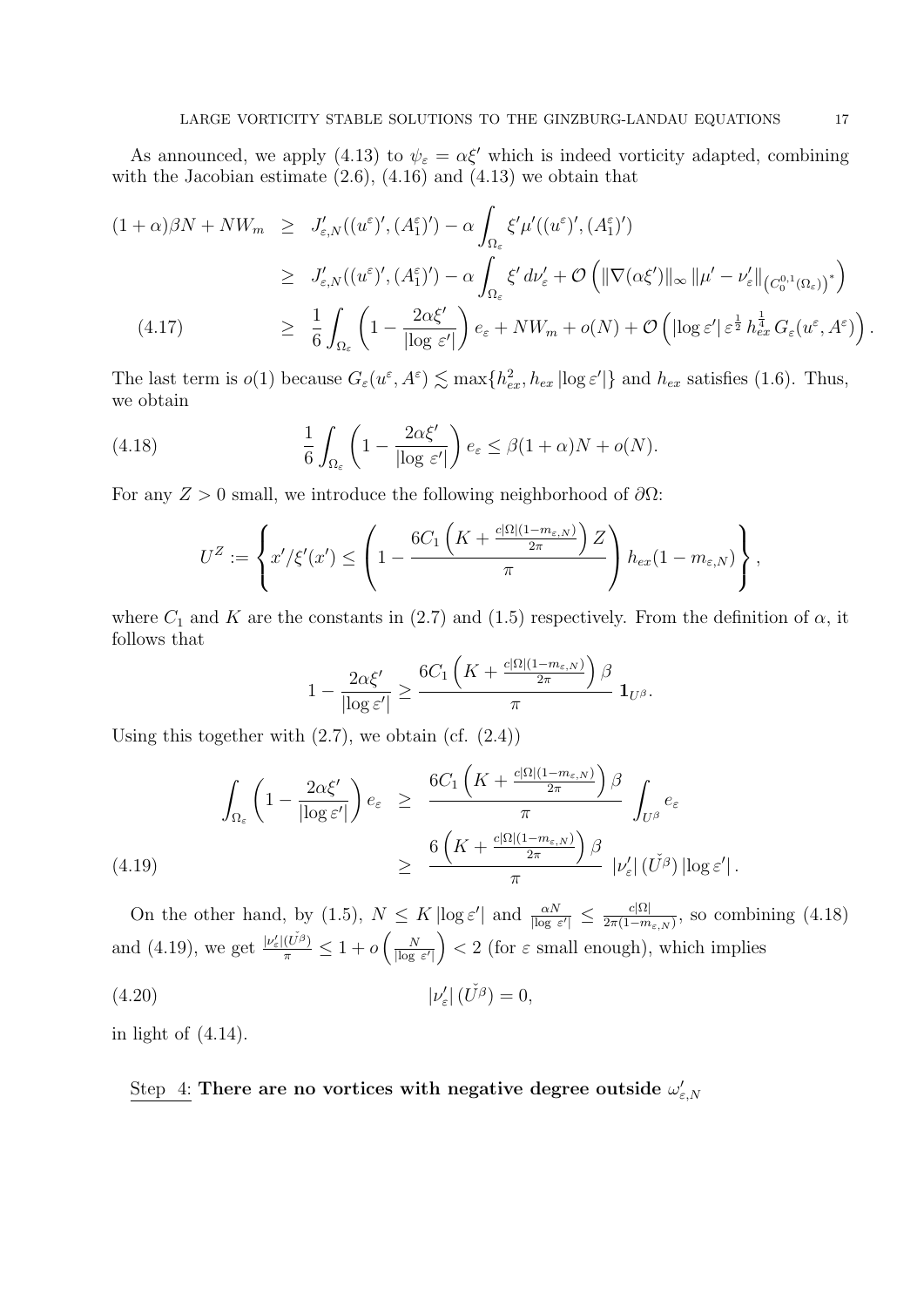As announced, we apply (4.13) to $\psi_\varepsilon = \alpha\xi'$ which is indeed vorticity adapted, combining with the Jacobian estimate (2.6), (4.16) and (4.13) we obtain that

$$
\begin{aligned}
(1+\alpha)\beta N + NW_m &\geq J'_{\varepsilon,N}((u^\varepsilon)', (A_1^\varepsilon)') - \alpha \int_{\Omega_\varepsilon} \xi' \mu'((u^\varepsilon)', (A_1^\varepsilon)') \\
&\geq J'_{\varepsilon,N}((u^\varepsilon)', (A_1^\varepsilon)') - \alpha \int_{\Omega_\varepsilon} \xi' \, d\nu'_\varepsilon + \mathcal{O}\left( \|\nabla(\alpha\xi')\|_\infty \, \|\mu' - \nu'_\varepsilon\|_{\left(C_0^{0,1}(\Omega_\varepsilon)\right)^*} \right) \\
&\geq \frac{1}{6} \int_{\Omega_\varepsilon} \left( 1 - \frac{2\alpha\xi'}{|\log \varepsilon'|} \right) e_\varepsilon + NW_m + o(N) + \mathcal{O}\left( |\log \varepsilon'| \, \varepsilon^{\frac{1}{2}} \, h_{ex}^{\frac{1}{4}} \, G_\varepsilon(u^\varepsilon, A^\varepsilon) \right).
\end{aligned}
\tag{4.17}
$$

The last term is $o(1)$ because $G_\varepsilon(u^\varepsilon, A^\varepsilon) \lesssim \max\{h_{ex}^2, h_{ex} |\log \varepsilon'|\}$ and $h_{ex}$ satisfies (1.6). Thus, we obtain

$$
\frac{1}{6} \int_{\Omega_\varepsilon} \left( 1 - \frac{2\alpha\xi'}{|\log \varepsilon'|} \right) e_\varepsilon \leq \beta(1+\alpha)N + o(N). \tag{4.18}
$$

For any $Z > 0$ small, we introduce the following neighborhood of $\partial\Omega$:

$$
U^Z := \left\{ x'/\xi'(x') \leq \left( 1 - \frac{6C_1\left(K + \frac{c|\Omega|(1-m_{\varepsilon,N})}{2\pi}\right) Z}{\pi} \right) h_{ex}(1 - m_{\varepsilon,N}) \right\},
$$

where $C_1$ and $K$ are the constants in (2.7) and (1.5) respectively. From the definition of $\alpha$, it follows that

$$
1 - \frac{2\alpha\xi'}{|\log \varepsilon'|} \geq \frac{6C_1\left(K + \frac{c|\Omega|(1-m_{\varepsilon,N})}{2\pi}\right)\beta}{\pi} \, \mathbf{1}_{U^\beta}.
$$

Using this together with (2.7), we obtain (cf. (2.4))

$$
\begin{aligned}
\int_{\Omega_\varepsilon} \left( 1 - \frac{2\alpha\xi'}{|\log \varepsilon'|} \right) e_\varepsilon &\geq \frac{6C_1\left(K + \frac{c|\Omega|(1-m_{\varepsilon,N})}{2\pi}\right)\beta}{\pi} \int_{U^\beta} e_\varepsilon \\
&\geq \frac{6\left(K + \frac{c|\Omega|(1-m_{\varepsilon,N})}{2\pi}\right)\beta}{\pi} \, |\nu'_\varepsilon| \, (\check{U^\beta}) \, |\log \varepsilon'| \, .
\end{aligned}
\tag{4.19}
$$

On the other hand, by (1.5), $N \leq K |\log \varepsilon'|$ and $\frac{\alpha N}{|\log \varepsilon'|} \leq \frac{c|\Omega|}{2\pi(1-m_{\varepsilon,N})}$, so combining (4.18) and (4.19), we get $\frac{|\nu'_\varepsilon|(\check{U^\beta})}{\pi} \leq 1 + o\left(\frac{N}{|\log \varepsilon'|}\right) < 2$ (for $\varepsilon$ small enough), which implies

$$
|\nu'_\varepsilon| \, (\check{U^\beta}) = 0, \tag{4.20}
$$

in light of (4.14).

Step 4: **There are no vortices with negative degree outside $\omega'_{\varepsilon,N}$**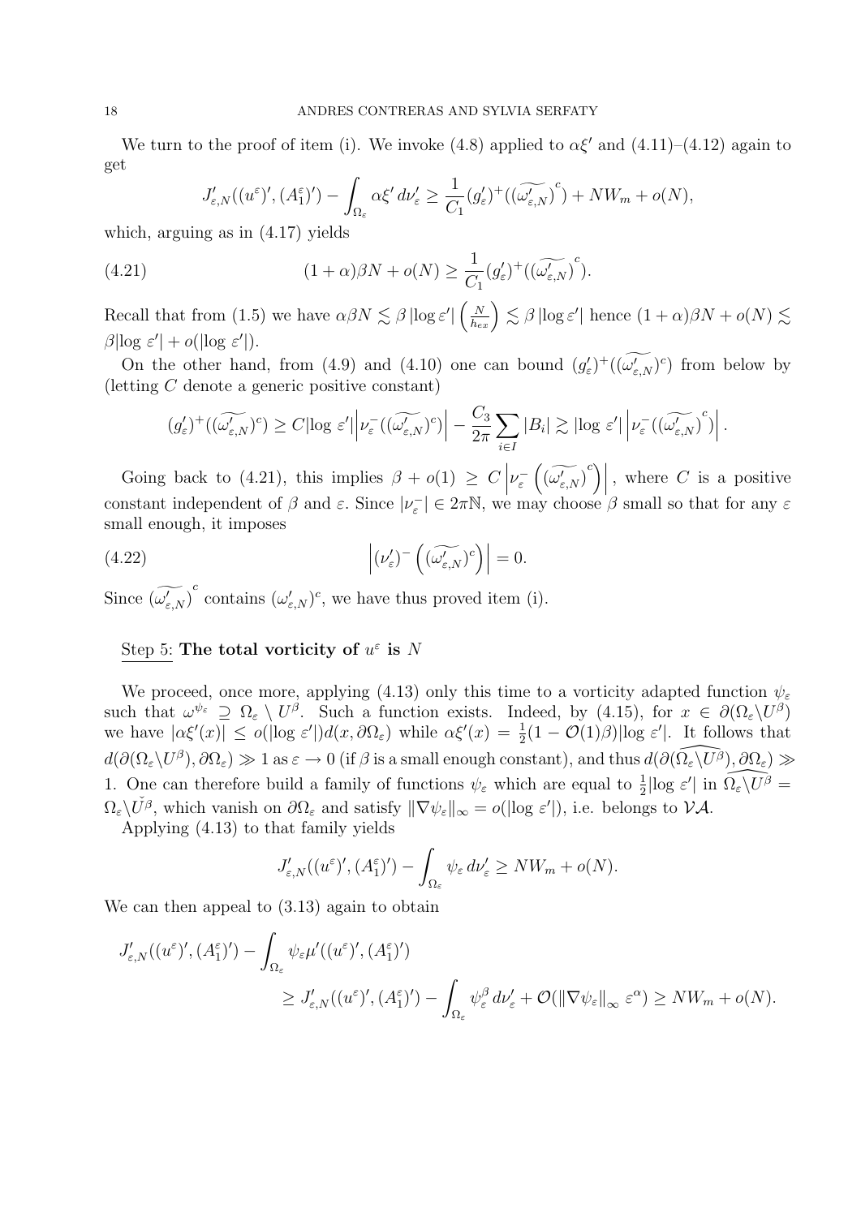We turn to the proof of item (i). We invoke (4.8) applied to $\alpha\xi'$ and (4.11)–(4.12) again to get

$$J'_{\varepsilon,N}((u^\varepsilon)',(A_1^\varepsilon)') - \int_{\Omega_\varepsilon} \alpha\xi'\,d\nu'_\varepsilon \geq \frac{1}{C_1}(g'_\varepsilon)^+(\widetilde{(\omega'_{\varepsilon,N})}^c) + NW_m + o(N),$$

which, arguing as in (4.17) yields

$$(1+\alpha)\beta N + o(N) \geq \frac{1}{C_1}(g'_\varepsilon)^+(\widetilde{(\omega'_{\varepsilon,N})}^c). \tag{4.21}$$

Recall that from (1.5) we have $\alpha\beta N \lesssim \beta\,|\log\varepsilon'|\left(\frac{N}{h_{ex}}\right) \lesssim \beta\,|\log\varepsilon'|$ hence $(1+\alpha)\beta N + o(N) \lesssim \beta|\log\varepsilon'| + o(|\log\varepsilon'|)$.

On the other hand, from (4.9) and (4.10) one can bound $(g'_\varepsilon)^+(\widetilde{(\omega'_{\varepsilon,N})}^c)$ from below by (letting $C$ denote a generic positive constant)

$$(g'_\varepsilon)^+(\widetilde{(\omega'_{\varepsilon,N})}^c) \geq C|\log\varepsilon'|\left|\nu_\varepsilon^-(\widetilde{(\omega'_{\varepsilon,N})}^c)\right| - \frac{C_3}{2\pi}\sum_{i\in I}|B_i| \gtrsim |\log\varepsilon'|\left|\nu_\varepsilon^-(\widetilde{(\omega'_{\varepsilon,N})}^c)\right|.$$

Going back to (4.21), this implies $\beta + o(1) \geq C\left|\nu_\varepsilon^-\left(\widetilde{(\omega'_{\varepsilon,N})}^c\right)\right|$, where $C$ is a positive constant independent of $\beta$ and $\varepsilon$. Since $|\nu_\varepsilon^-| \in 2\pi\mathbb{N}$, we may choose $\beta$ small so that for any $\varepsilon$ small enough, it imposes

$$\left|(\nu'_\varepsilon)^-\left(\widetilde{(\omega'_{\varepsilon,N})}^c\right)\right| = 0. \tag{4.22}$$

Since $\widetilde{(\omega'_{\varepsilon,N})}^c$ contains $(\omega'_{\varepsilon,N})^c$, we have thus proved item (i).

Step 5: **The total vorticity of $u^\varepsilon$ is $N$**

We proceed, once more, applying (4.13) only this time to a vorticity adapted function $\psi_\varepsilon$ such that $\omega^{\psi_\varepsilon} \supseteq \Omega_\varepsilon \setminus U^\beta$. Such a function exists. Indeed, by (4.15), for $x \in \partial(\Omega_\varepsilon\setminus U^\beta)$ we have $|\alpha\xi'(x)| \leq o(|\log\varepsilon'|)d(x,\partial\Omega_\varepsilon)$ while $\alpha\xi'(x) = \frac{1}{2}(1-\mathcal{O}(1)\beta)|\log\varepsilon'|$. It follows that $d(\partial(\Omega_\varepsilon\setminus U^\beta),\partial\Omega_\varepsilon) \gg 1$ as $\varepsilon\to 0$ (if $\beta$ is a small enough constant), and thus $d(\partial(\widehat{\Omega_\varepsilon\setminus U^\beta}),\partial\Omega_\varepsilon) \gg 1$. One can therefore build a family of functions $\psi_\varepsilon$ which are equal to $\frac{1}{2}|\log\varepsilon'|$ in $\widehat{\Omega_\varepsilon\setminus U^\beta} = \Omega_\varepsilon\setminus\check{U}^\beta$, which vanish on $\partial\Omega_\varepsilon$ and satisfy $\|\nabla\psi_\varepsilon\|_\infty = o(|\log\varepsilon'|)$, i.e. belongs to $\mathcal{VA}$.

Applying (4.13) to that family yields

$$J'_{\varepsilon,N}((u^\varepsilon)',(A_1^\varepsilon)') - \int_{\Omega_\varepsilon}\psi_\varepsilon\,d\nu'_\varepsilon \geq NW_m + o(N).$$

We can then appeal to (3.13) again to obtain

$$\begin{aligned}
J'_{\varepsilon,N}((u^\varepsilon)',(A_1^\varepsilon)') &- \int_{\Omega_\varepsilon}\psi_\varepsilon\mu'((u^\varepsilon)',(A_1^\varepsilon)') \\
&\geq J'_{\varepsilon,N}((u^\varepsilon)',(A_1^\varepsilon)') - \int_{\Omega_\varepsilon}\psi_\varepsilon^\beta\,d\nu'_\varepsilon + \mathcal{O}(\|\nabla\psi_\varepsilon\|_\infty\,\varepsilon^\alpha) \geq NW_m + o(N).
\end{aligned}$$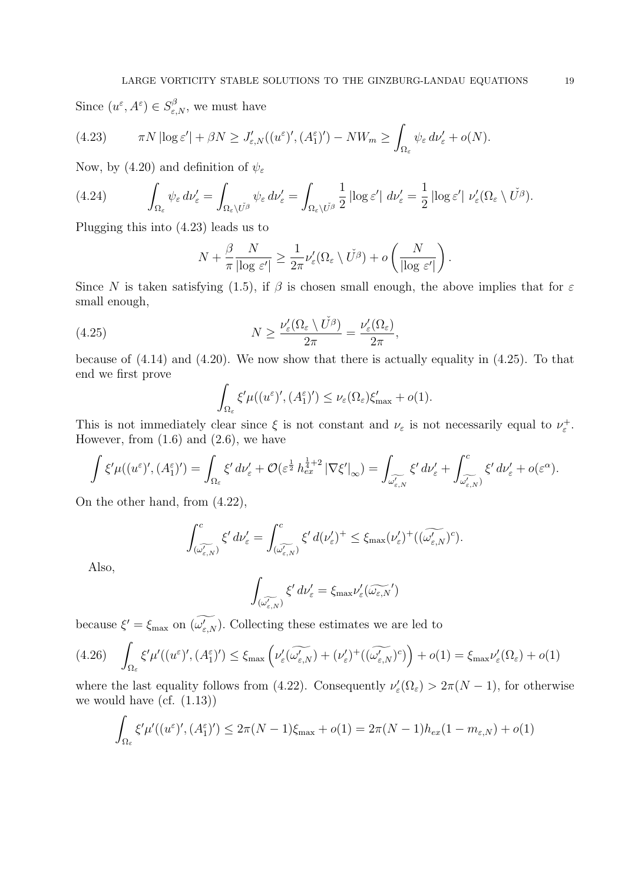Since $(u^\varepsilon, A^\varepsilon) \in S^\beta_{\varepsilon,N}$, we must have

$$\pi N\,|\log \varepsilon'| + \beta N \geq J'_{\varepsilon,N}((u^\varepsilon)', (A_1^\varepsilon)') - NW_m \geq \int_{\Omega_\varepsilon} \psi_\varepsilon \, d\nu'_\varepsilon + o(N). \tag{4.23}$$

Now, by (4.20) and definition of $\psi_\varepsilon$

$$\int_{\Omega_\varepsilon} \psi_\varepsilon \, d\nu'_\varepsilon = \int_{\Omega_\varepsilon \setminus \check{U^\beta}} \psi_\varepsilon \, d\nu'_\varepsilon = \int_{\Omega_\varepsilon \setminus \check{U^\beta}} \frac{1}{2}\,|\log \varepsilon'| \; d\nu'_\varepsilon = \frac{1}{2}\,|\log \varepsilon'| \; \nu'_\varepsilon(\Omega_\varepsilon \setminus \check{U^\beta}). \tag{4.24}$$

Plugging this into (4.23) leads us to

$$N + \frac{\beta}{\pi}\frac{N}{|\log\, \varepsilon'|} \geq \frac{1}{2\pi}\nu'_\varepsilon(\Omega_\varepsilon \setminus \check{U^\beta}) + o\left(\frac{N}{|\log\, \varepsilon'|}\right).$$

Since $N$ is taken satisfying (1.5), if $\beta$ is chosen small enough, the above implies that for $\varepsilon$ small enough,

$$N \geq \frac{\nu'_\varepsilon(\Omega_\varepsilon \setminus \check{U^\beta})}{2\pi} = \frac{\nu'_\varepsilon(\Omega_\varepsilon)}{2\pi}, \tag{4.25}$$

because of (4.14) and (4.20). We now show that there is actually equality in (4.25). To that end we first prove

$$\int_{\Omega_\varepsilon} \xi' \mu((u^\varepsilon)', (A_1^\varepsilon)') \leq \nu_\varepsilon(\Omega_\varepsilon)\xi'_{\max} + o(1).$$

This is not immediately clear since $\xi$ is not constant and $\nu_\varepsilon$ is not necessarily equal to $\nu_\varepsilon^+$. However, from (1.6) and (2.6), we have

$$\int \xi' \mu((u^\varepsilon)', (A_1^\varepsilon)') = \int_{\Omega_\varepsilon} \xi' \, d\nu'_\varepsilon + \mathcal{O}(\varepsilon^{\frac{1}{2}}\, h_{ex}^{\frac{1}{4}+2}\, |\nabla \xi'|_\infty) = \int_{\widetilde{\omega'_{\varepsilon,N}}} \xi' \, d\nu'_\varepsilon + \int^c_{\widetilde{\omega'_{\varepsilon,N}})} \xi' \, d\nu'_\varepsilon + o(\varepsilon^\alpha).$$

On the other hand, from (4.22),

$$\int^c_{(\widetilde{\omega'_{\varepsilon,N}})} \xi' \, d\nu'_\varepsilon = \int^c_{(\widetilde{\omega'_{\varepsilon,N}})} \xi' \, d(\nu'_\varepsilon)^+ \leq \xi_{\max} (\nu'_\varepsilon)^+((\widetilde{\omega'_{\varepsilon,N}})^c).$$

Also,

$$\int_{(\widetilde{\omega'_{\varepsilon,N}})} \xi' \, d\nu'_\varepsilon = \xi_{\max} \nu'_\varepsilon(\widetilde{\omega_{\varepsilon,N}}')$$

because $\xi' = \xi_{\max}$ on $(\widetilde{\omega'_{\varepsilon,N}})$. Collecting these estimates we are led to

$$\int_{\Omega_\varepsilon} \xi' \mu'((u^\varepsilon)', (A_1^\varepsilon)') \leq \xi_{\max}\left(\nu'_\varepsilon(\widetilde{\omega'_{\varepsilon,N}}) + (\nu'_\varepsilon)^+((\widetilde{\omega'_{\varepsilon,N}})^c)\right) + o(1) = \xi_{\max}\nu'_\varepsilon(\Omega_\varepsilon) + o(1) \tag{4.26}$$

where the last equality follows from (4.22). Consequently $\nu'_\varepsilon(\Omega_\varepsilon) > 2\pi(N-1)$, for otherwise we would have (cf. (1.13))

$$\int_{\Omega_\varepsilon} \xi' \mu'((u^\varepsilon)', (A_1^\varepsilon)') \leq 2\pi(N-1)\xi_{\max} + o(1) = 2\pi(N-1)h_{ex}(1 - m_{\varepsilon,N}) + o(1)$$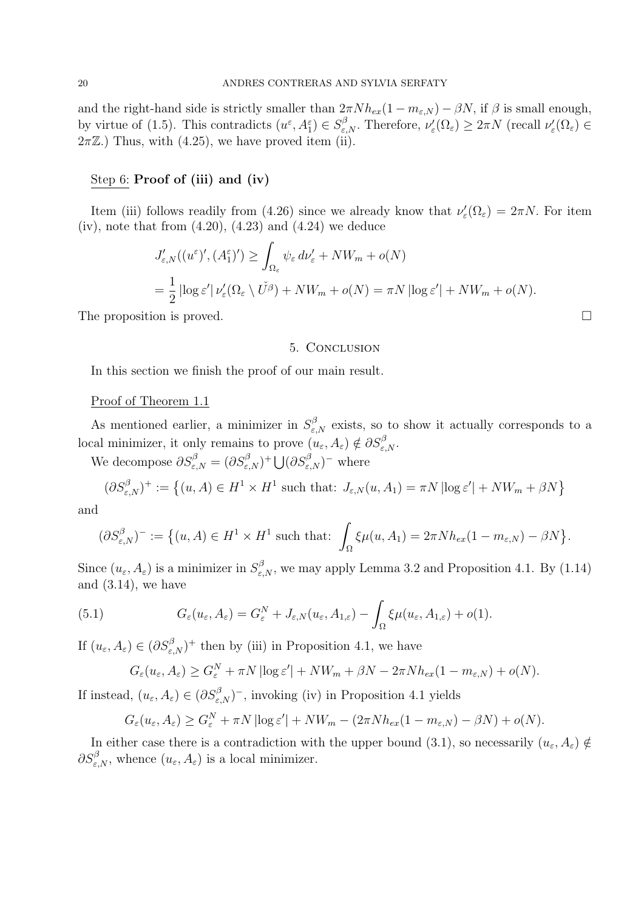and the right-hand side is strictly smaller than $2\pi N h_{ex}(1 - m_{\varepsilon,N}) - \beta N$, if $\beta$ is small enough, by virtue of (1.5). This contradicts $(u^\varepsilon, A_1^\varepsilon) \in S_{\varepsilon,N}^\beta$. Therefore, $\nu_\varepsilon'(\Omega_\varepsilon) \geq 2\pi N$ (recall $\nu_\varepsilon'(\Omega_\varepsilon) \in 2\pi\mathbb{Z}$.) Thus, with (4.25), we have proved item (ii).

Step 6: **Proof of (iii) and (iv)**

Item (iii) follows readily from (4.26) since we already know that $\nu_\varepsilon'(\Omega_\varepsilon) = 2\pi N$. For item (iv), note that from (4.20), (4.23) and (4.24) we deduce

$$
\begin{aligned}
J_{\varepsilon,N}'((u^\varepsilon)', (A_1^\varepsilon)') &\geq \int_{\Omega_\varepsilon} \psi_\varepsilon \, d\nu_\varepsilon' + N W_m + o(N) \\
&= \frac{1}{2} |\log \varepsilon'| \, \nu_\varepsilon'(\Omega_\varepsilon \setminus \check{U}^\beta) + N W_m + o(N) = \pi N |\log \varepsilon'| + N W_m + o(N).
\end{aligned}
$$

The proposition is proved. $\square$

## 5. Conclusion

In this section we finish the proof of our main result.

Proof of Theorem 1.1

As mentioned earlier, a minimizer in $S_{\varepsilon,N}^\beta$ exists, so to show it actually corresponds to a local minimizer, it only remains to prove $(u_\varepsilon, A_\varepsilon) \notin \partial S_{\varepsilon,N}^\beta$.

We decompose $\partial S_{\varepsilon,N}^\beta = (\partial S_{\varepsilon,N}^\beta)^+ \bigcup (\partial S_{\varepsilon,N}^\beta)^-$ where

$$
(\partial S_{\varepsilon,N}^\beta)^+ := \left\{ (u, A) \in H^1 \times H^1 \text{ such that: } J_{\varepsilon,N}(u, A_1) = \pi N |\log \varepsilon'| + N W_m + \beta N \right\}
$$

and

$$
(\partial S_{\varepsilon,N}^\beta)^- := \left\{ (u, A) \in H^1 \times H^1 \text{ such that: } \int_\Omega \xi \mu(u, A_1) = 2\pi N h_{ex}(1 - m_{\varepsilon,N}) - \beta N \right\}.
$$

Since $(u_\varepsilon, A_\varepsilon)$ is a minimizer in $S_{\varepsilon,N}^\beta$, we may apply Lemma 3.2 and Proposition 4.1. By (1.14) and (3.14), we have

$$
G_\varepsilon(u_\varepsilon, A_\varepsilon) = G_\varepsilon^N + J_{\varepsilon,N}(u_\varepsilon, A_{1,\varepsilon}) - \int_\Omega \xi \mu(u_\varepsilon, A_{1,\varepsilon}) + o(1). \tag{5.1}
$$

If $(u_\varepsilon, A_\varepsilon) \in (\partial S_{\varepsilon,N}^\beta)^+$ then by (iii) in Proposition 4.1, we have

$$
G_\varepsilon(u_\varepsilon, A_\varepsilon) \geq G_\varepsilon^N + \pi N |\log \varepsilon'| + N W_m + \beta N - 2\pi N h_{ex}(1 - m_{\varepsilon,N}) + o(N).
$$

If instead, $(u_\varepsilon, A_\varepsilon) \in (\partial S_{\varepsilon,N}^\beta)^-$, invoking (iv) in Proposition 4.1 yields

$$
G_\varepsilon(u_\varepsilon, A_\varepsilon) \geq G_\varepsilon^N + \pi N |\log \varepsilon'| + N W_m - (2\pi N h_{ex}(1 - m_{\varepsilon,N}) - \beta N) + o(N).
$$

In either case there is a contradiction with the upper bound (3.1), so necessarily $(u_\varepsilon, A_\varepsilon) \notin \partial S_{\varepsilon,N}^\beta$, whence $(u_\varepsilon, A_\varepsilon)$ is a local minimizer.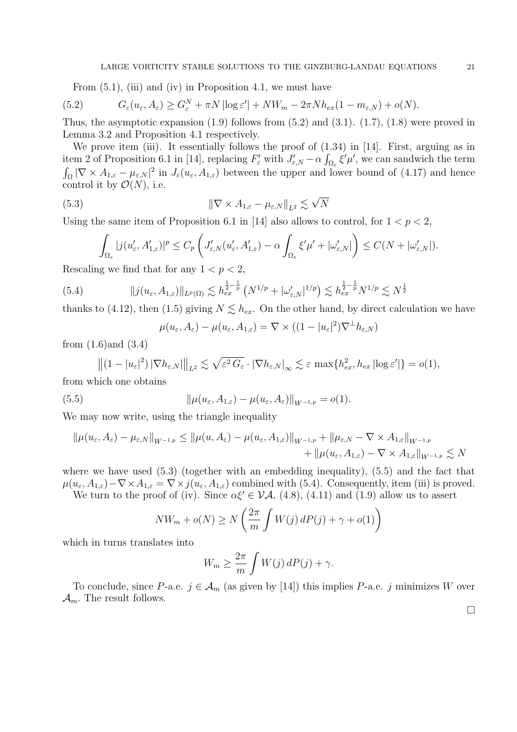From (5.1), (iii) and (iv) in Proposition 4.1, we must have

$$
G_\varepsilon(u_\varepsilon, A_\varepsilon) \geq G_\varepsilon^N + \pi N |\log \varepsilon'| + NW_m - 2\pi N h_{ex}(1 - m_{\varepsilon,N}) + o(N). \tag{5.2}
$$

Thus, the asymptotic expansion (1.9) follows from (5.2) and (3.1). (1.7), (1.8) were proved in Lemma 3.2 and Proposition 4.1 respectively.

We prove item (iii). It essentially follows the proof of (1.34) in [14]. First, arguing as in item 2 of Proposition 6.1 in [14], replacing $F'_\varepsilon$ with $J'_{\varepsilon,N} - \alpha \int_{\Omega_\varepsilon} \xi' \mu'$, we can sandwich the term $\int_\Omega |\nabla \times A_{1,\varepsilon} - \mu_{\varepsilon,N}|^2$ in $J_\varepsilon(u_\varepsilon, A_{1,\varepsilon})$ between the upper and lower bound of (4.17) and hence control it by $\mathcal{O}(N)$, i.e.

$$
\|\nabla \times A_{1,\varepsilon} - \mu_{\varepsilon,N}\|_{L^2} \lesssim \sqrt{N} \tag{5.3}
$$

Using the same item of Proposition 6.1 in [14] also allows to control, for $1 < p < 2$,

$$
\int_{\Omega_\varepsilon} |j(u'_\varepsilon, A'_{1,\varepsilon})|^p \leq C_p \left( J'_{\varepsilon,N}(u'_\varepsilon, A'_{1,\varepsilon}) - \alpha \int_{\Omega_\varepsilon} \xi' \mu' + |\omega'_{\varepsilon,N}| \right) \leq C(N + |\omega'_{\varepsilon,N}|).
$$

Rescaling we find that for any $1 < p < 2$,

$$
\|j(u_\varepsilon, A_{1,\varepsilon})\|_{L^p(\Omega)} \lesssim h_{ex}^{\frac{1}{2}-\frac{1}{p}} \left( N^{1/p} + |\omega'_{\varepsilon,N}|^{1/p} \right) \lesssim h_{ex}^{\frac{1}{2}-\frac{1}{p}} N^{1/p} \lesssim N^{\frac{1}{2}} \tag{5.4}
$$

thanks to (4.12), then (1.5) giving $N \lesssim h_{ex}$. On the other hand, by direct calculation we have

$$
\mu(u_\varepsilon, A_\varepsilon) - \mu(u_\varepsilon, A_{1,\varepsilon}) = \nabla \times ((1 - |u_\varepsilon|^2) \nabla^\perp h_{\varepsilon,N})
$$

from (1.6)and (3.4)

$$
\left\| (1 - |u_\varepsilon|^2) \, |\nabla h_{\varepsilon,N}| \right\|_{L^2} \lesssim \sqrt{\varepsilon^2 \, G_\varepsilon} \cdot |\nabla h_{\varepsilon,N}|_\infty \lesssim \varepsilon \, \max\{h_{ex}^2, h_{ex} |\log \varepsilon'|\} = o(1),
$$

from which one obtains

$$
\|\mu(u_\varepsilon, A_{1,\varepsilon}) - \mu(u_\varepsilon, A_\varepsilon)\|_{W^{-1,p}} = o(1). \tag{5.5}
$$

We may now write, using the triangle inequality

$$
\begin{aligned}
\|\mu(u_\varepsilon, A_\varepsilon) - \mu_{\varepsilon,N}\|_{W^{-1,p}} \leq \|\mu(u, A_\varepsilon) - \mu(u_\varepsilon, A_{1,\varepsilon})\|_{W^{-1,p}} + \|\mu_{\varepsilon,N} - \nabla \times A_{1,\varepsilon}\|_{W^{-1,p}} \\
+ \|\mu(u_\varepsilon, A_{1,\varepsilon}) - \nabla \times A_{1,\varepsilon}\|_{W^{-1,p}} \lesssim N
\end{aligned}
$$

where we have used (5.3) (together with an embedding inequality), (5.5) and the fact that $\mu(u_\varepsilon, A_{1,\varepsilon}) - \nabla \times A_{1,\varepsilon} = \nabla \times j(u_\varepsilon, A_{1,\varepsilon})$ combined with (5.4). Consequently, item (iii) is proved.

We turn to the proof of (iv). Since $\alpha \xi' \in \mathcal{VA}$, (4.8), (4.11) and (1.9) allow us to assert

$$
NW_m + o(N) \geq N \left( \frac{2\pi}{m} \int W(j) \, dP(j) + \gamma + o(1) \right)
$$

which in turns translates into

$$
W_m \geq \frac{2\pi}{m} \int W(j) \, dP(j) + \gamma.
$$

To conclude, since $P$-a.e. $j \in \mathcal{A}_m$ (as given by [14]) this implies $P$-a.e. $j$ minimizes $W$ over $\mathcal{A}_m$. The result follows.

□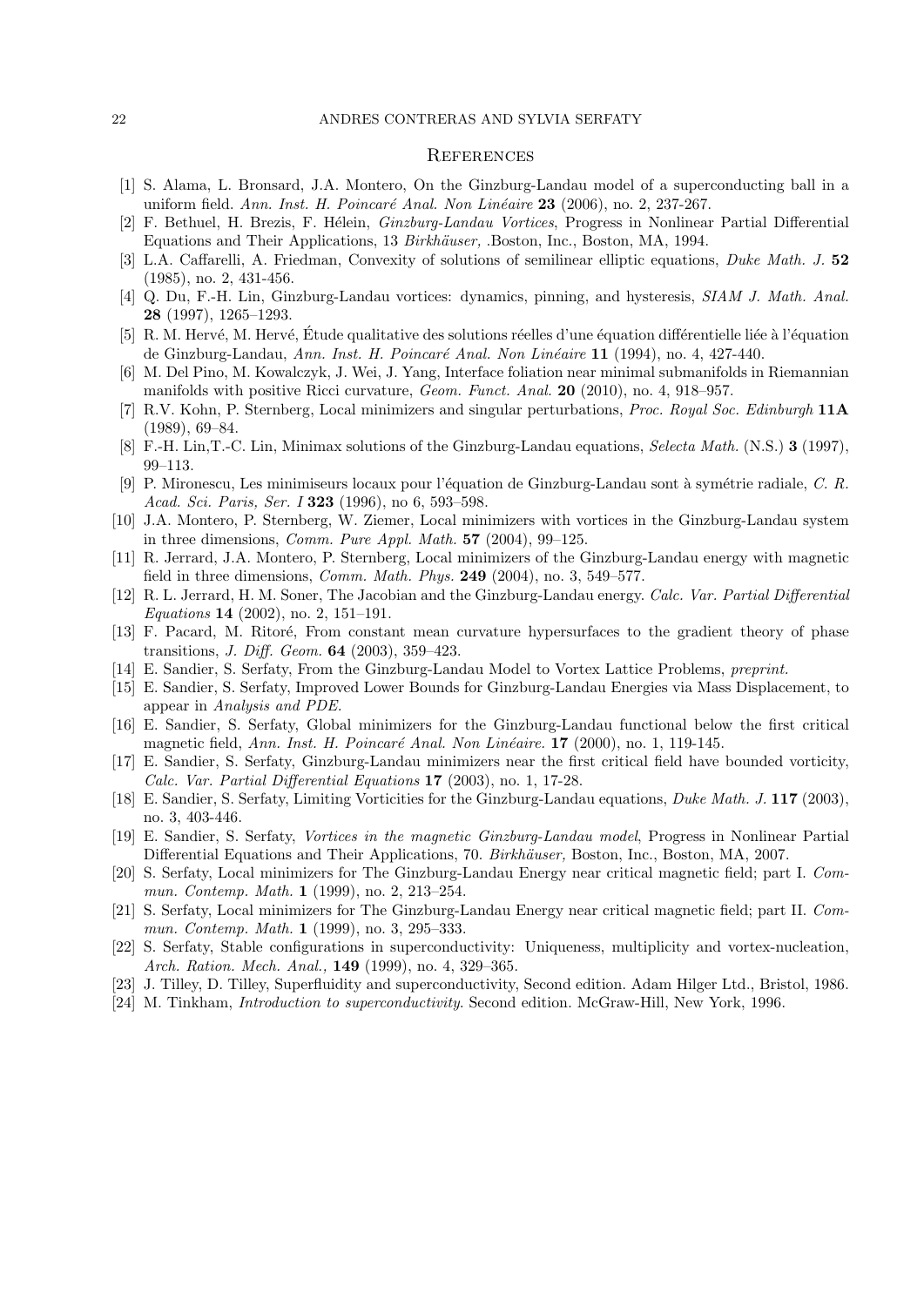## References

[1] S. Alama, L. Bronsard, J.A. Montero, On the Ginzburg-Landau model of a superconducting ball in a uniform field. *Ann. Inst. H. Poincaré Anal. Non Linéaire* **23** (2006), no. 2, 237-267.

[2] F. Bethuel, H. Brezis, F. Hélein, *Ginzburg-Landau Vortices*, Progress in Nonlinear Partial Differential Equations and Their Applications, 13 *Birkhäuser,* .Boston, Inc., Boston, MA, 1994.

[3] L.A. Caffarelli, A. Friedman, Convexity of solutions of semilinear elliptic equations, *Duke Math. J.* **52** (1985), no. 2, 431-456.

[4] Q. Du, F.-H. Lin, Ginzburg-Landau vortices: dynamics, pinning, and hysteresis, *SIAM J. Math. Anal.* **28** (1997), 1265–1293.

[5] R. M. Hervé, M. Hervé, Étude qualitative des solutions réelles d'une équation différentielle liée à l'équation de Ginzburg-Landau, *Ann. Inst. H. Poincaré Anal. Non Linéaire* **11** (1994), no. 4, 427-440.

[6] M. Del Pino, M. Kowalczyk, J. Wei, J. Yang, Interface foliation near minimal submanifolds in Riemannian manifolds with positive Ricci curvature, *Geom. Funct. Anal.* **20** (2010), no. 4, 918–957.

[7] R.V. Kohn, P. Sternberg, Local minimizers and singular perturbations, *Proc. Royal Soc. Edinburgh* **11A** (1989), 69–84.

[8] F.-H. Lin,T.-C. Lin, Minimax solutions of the Ginzburg-Landau equations, *Selecta Math.* (N.S.) **3** (1997), 99–113.

[9] P. Mironescu, Les minimiseurs locaux pour l'équation de Ginzburg-Landau sont à symétrie radiale, *C. R. Acad. Sci. Paris, Ser. I* **323** (1996), no 6, 593–598.

[10] J.A. Montero, P. Sternberg, W. Ziemer, Local minimizers with vortices in the Ginzburg-Landau system in three dimensions, *Comm. Pure Appl. Math.* **57** (2004), 99–125.

[11] R. Jerrard, J.A. Montero, P. Sternberg, Local minimizers of the Ginzburg-Landau energy with magnetic field in three dimensions, *Comm. Math. Phys.* **249** (2004), no. 3, 549–577.

[12] R. L. Jerrard, H. M. Soner, The Jacobian and the Ginzburg-Landau energy. *Calc. Var. Partial Differential Equations* **14** (2002), no. 2, 151–191.

[13] F. Pacard, M. Ritoré, From constant mean curvature hypersurfaces to the gradient theory of phase transitions, *J. Diff. Geom.* **64** (2003), 359–423.

[14] E. Sandier, S. Serfaty, From the Ginzburg-Landau Model to Vortex Lattice Problems, *preprint.*

[15] E. Sandier, S. Serfaty, Improved Lower Bounds for Ginzburg-Landau Energies via Mass Displacement, to appear in *Analysis and PDE.*

[16] E. Sandier, S. Serfaty, Global minimizers for the Ginzburg-Landau functional below the first critical magnetic field, *Ann. Inst. H. Poincaré Anal. Non Linéaire.* **17** (2000), no. 1, 119-145.

[17] E. Sandier, S. Serfaty, Ginzburg-Landau minimizers near the first critical field have bounded vorticity, *Calc. Var. Partial Differential Equations* **17** (2003), no. 1, 17-28.

[18] E. Sandier, S. Serfaty, Limiting Vorticities for the Ginzburg-Landau equations, *Duke Math. J.* **117** (2003), no. 3, 403-446.

[19] E. Sandier, S. Serfaty, *Vortices in the magnetic Ginzburg-Landau model*, Progress in Nonlinear Partial Differential Equations and Their Applications, 70. *Birkhäuser,* Boston, Inc., Boston, MA, 2007.

[20] S. Serfaty, Local minimizers for The Ginzburg-Landau Energy near critical magnetic field; part I. *Commun. Contemp. Math.* **1** (1999), no. 2, 213–254.

[21] S. Serfaty, Local minimizers for The Ginzburg-Landau Energy near critical magnetic field; part II. *Commun. Contemp. Math.* **1** (1999), no. 3, 295–333.

[22] S. Serfaty, Stable configurations in superconductivity: Uniqueness, multiplicity and vortex-nucleation, *Arch. Ration. Mech. Anal.,* **149** (1999), no. 4, 329–365.

[23] J. Tilley, D. Tilley, Superfluidity and superconductivity, Second edition. Adam Hilger Ltd., Bristol, 1986.

[24] M. Tinkham, *Introduction to superconductivity*. Second edition. McGraw-Hill, New York, 1996.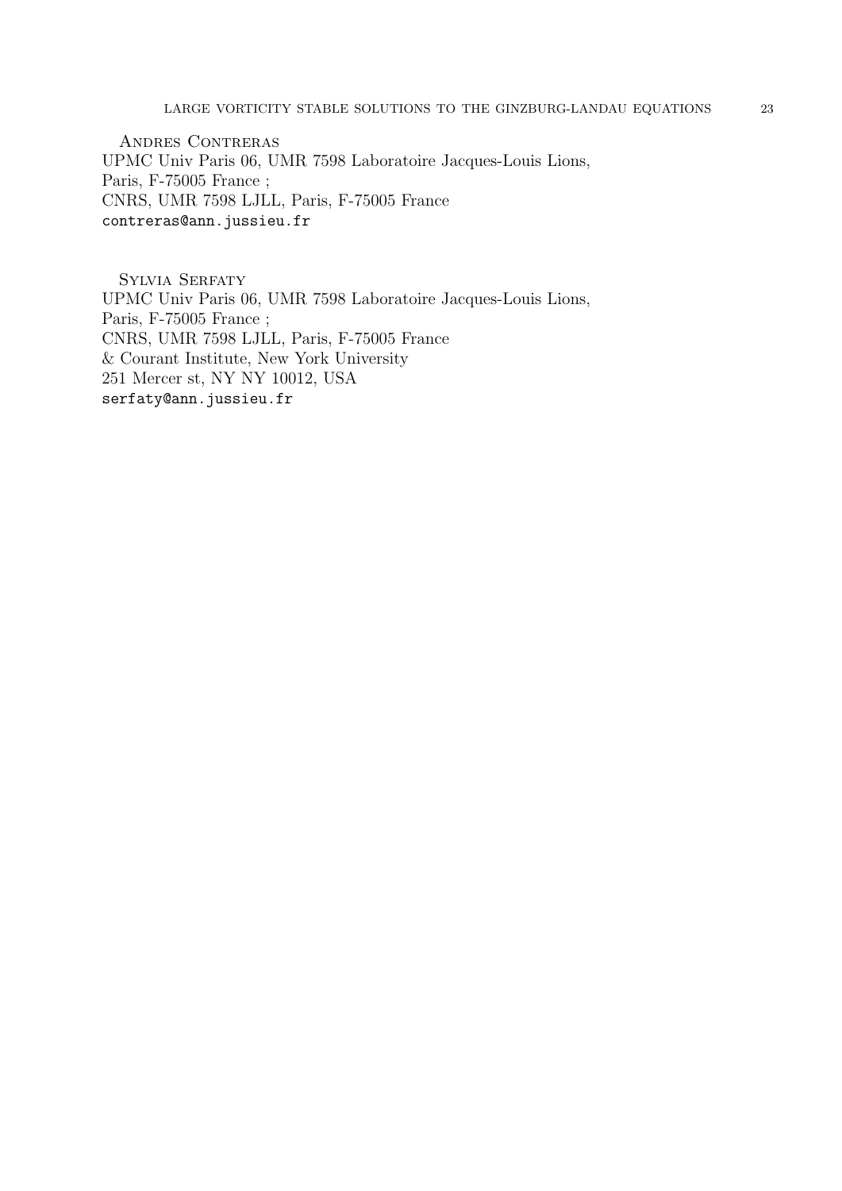Andres Contreras
UPMC Univ Paris 06, UMR 7598 Laboratoire Jacques-Louis Lions,
Paris, F-75005 France ;
CNRS, UMR 7598 LJLL, Paris, F-75005 France
`contreras@ann.jussieu.fr`

Sylvia Serfaty
UPMC Univ Paris 06, UMR 7598 Laboratoire Jacques-Louis Lions,
Paris, F-75005 France ;
CNRS, UMR 7598 LJLL, Paris, F-75005 France
& Courant Institute, New York University
251 Mercer st, NY NY 10012, USA
`serfaty@ann.jussieu.fr`